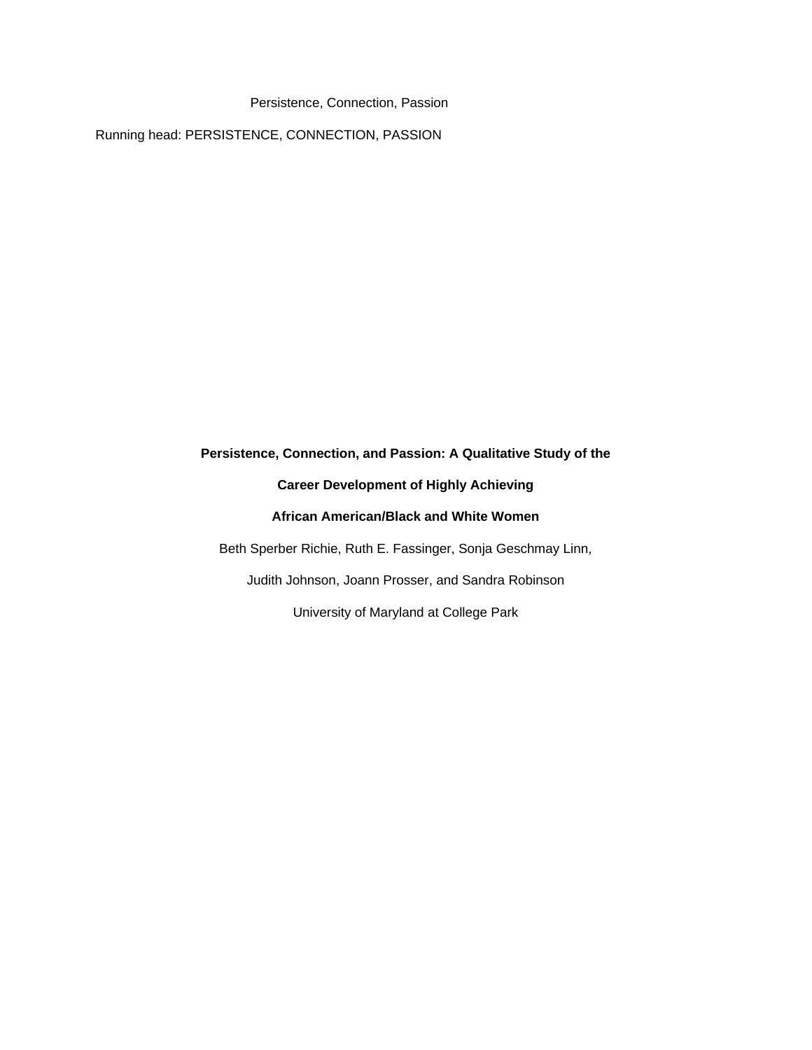Running head: PERSISTENCE, CONNECTION, PASSION

# Persistence, Connection, and Passion: A Qualitative Study of the Career Development of Highly Achieving African American/Black and White Women

Beth Sperber Richie, Ruth E. Fassinger, Sonja Geschmay Linn,

Judith Johnson, Joann Prosser, and Sandra Robinson

University of Maryland at College Park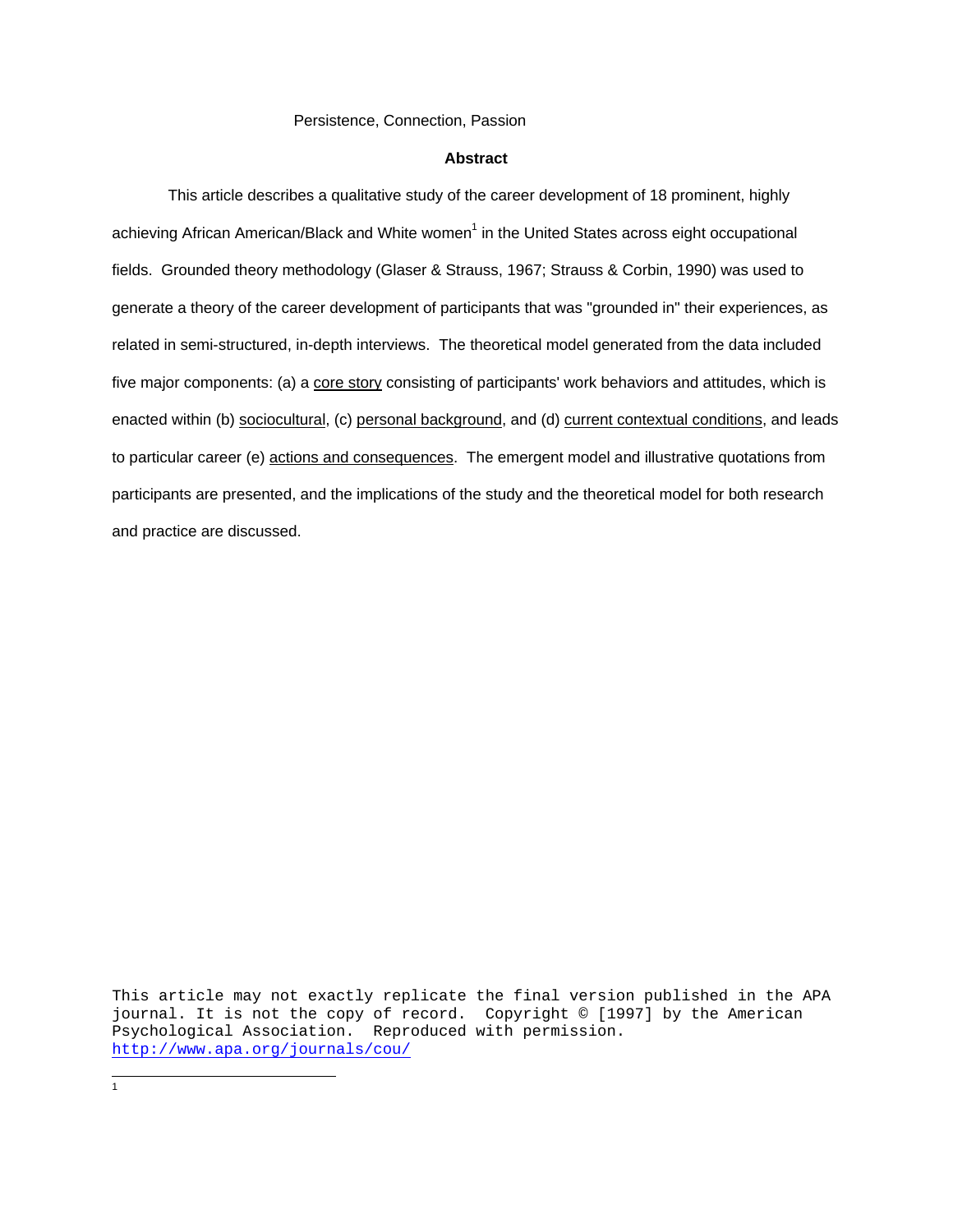Persistence, Connection, Passion

## Abstract

This article describes a qualitative study of the career development of 18 prominent, highly achieving African American/Black and White women[1] in the United States across eight occupational fields. Grounded theory methodology (Glaser & Strauss, 1967; Strauss & Corbin, 1990) was used to generate a theory of the career development of participants that was "grounded in" their experiences, as related in semi-structured, in-depth interviews. The theoretical model generated from the data included five major components: (a) a core story consisting of participants' work behaviors and attitudes, which is enacted within (b) sociocultural, (c) personal background, and (d) current contextual conditions, and leads to particular career (e) actions and consequences. The emergent model and illustrative quotations from participants are presented, and the implications of the study and the theoretical model for both research and practice are discussed.

This article may not exactly replicate the final version published in the APA journal. It is not the copy of record. Copyright © [1997] by the American Psychological Association. Reproduced with permission. http://www.apa.org/journals/cou/

[1]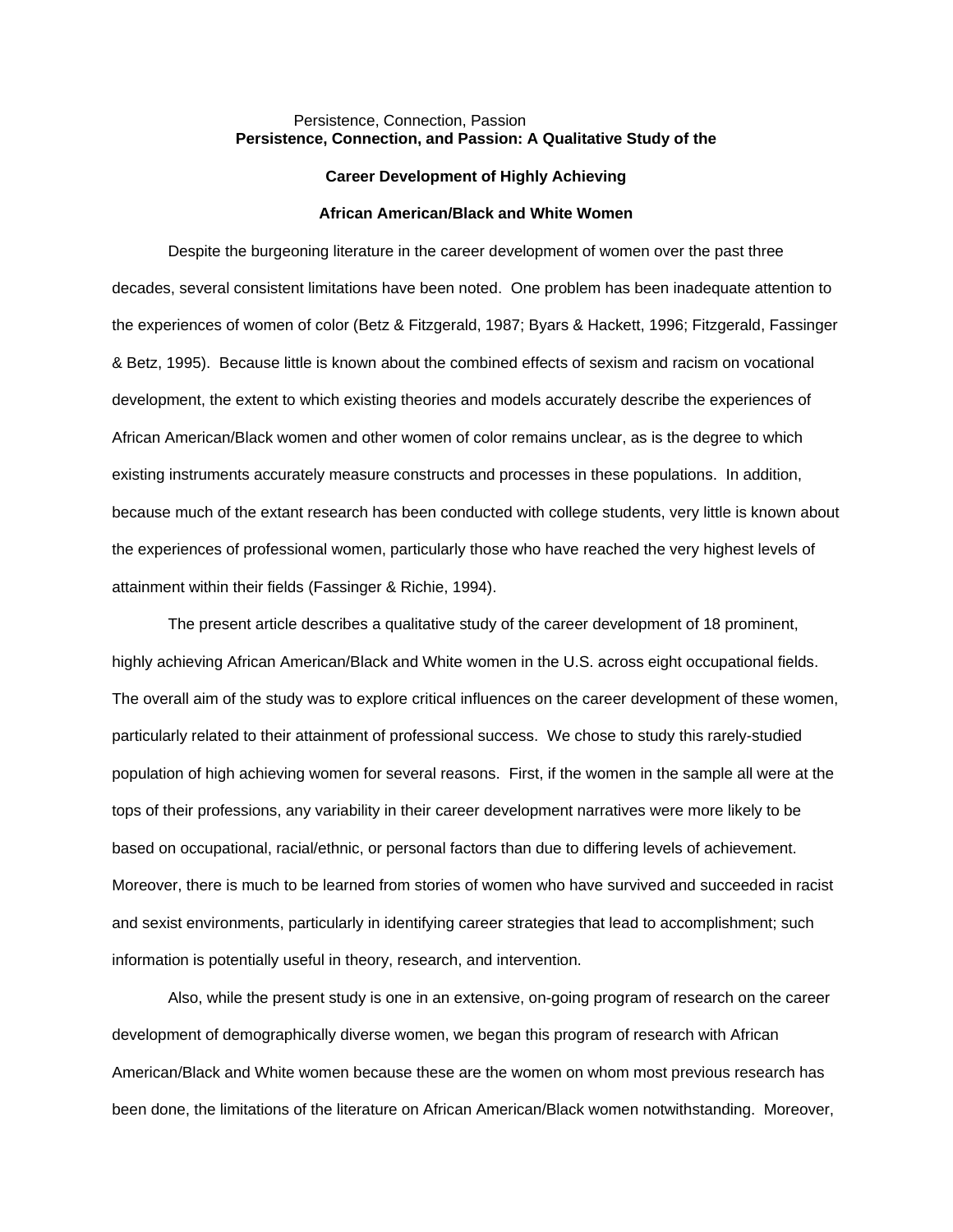# Persistence, Connection, and Passion: A Qualitative Study of the Career Development of Highly Achieving African American/Black and White Women

Despite the burgeoning literature in the career development of women over the past three decades, several consistent limitations have been noted. One problem has been inadequate attention to the experiences of women of color (Betz & Fitzgerald, 1987; Byars & Hackett, 1996; Fitzgerald, Fassinger & Betz, 1995). Because little is known about the combined effects of sexism and racism on vocational development, the extent to which existing theories and models accurately describe the experiences of African American/Black women and other women of color remains unclear, as is the degree to which existing instruments accurately measure constructs and processes in these populations. In addition, because much of the extant research has been conducted with college students, very little is known about the experiences of professional women, particularly those who have reached the very highest levels of attainment within their fields (Fassinger & Richie, 1994).

The present article describes a qualitative study of the career development of 18 prominent, highly achieving African American/Black and White women in the U.S. across eight occupational fields. The overall aim of the study was to explore critical influences on the career development of these women, particularly related to their attainment of professional success. We chose to study this rarely-studied population of high achieving women for several reasons. First, if the women in the sample all were at the tops of their professions, any variability in their career development narratives were more likely to be based on occupational, racial/ethnic, or personal factors than due to differing levels of achievement. Moreover, there is much to be learned from stories of women who have survived and succeeded in racist and sexist environments, particularly in identifying career strategies that lead to accomplishment; such information is potentially useful in theory, research, and intervention.

Also, while the present study is one in an extensive, on-going program of research on the career development of demographically diverse women, we began this program of research with African American/Black and White women because these are the women on whom most previous research has been done, the limitations of the literature on African American/Black women notwithstanding. Moreover,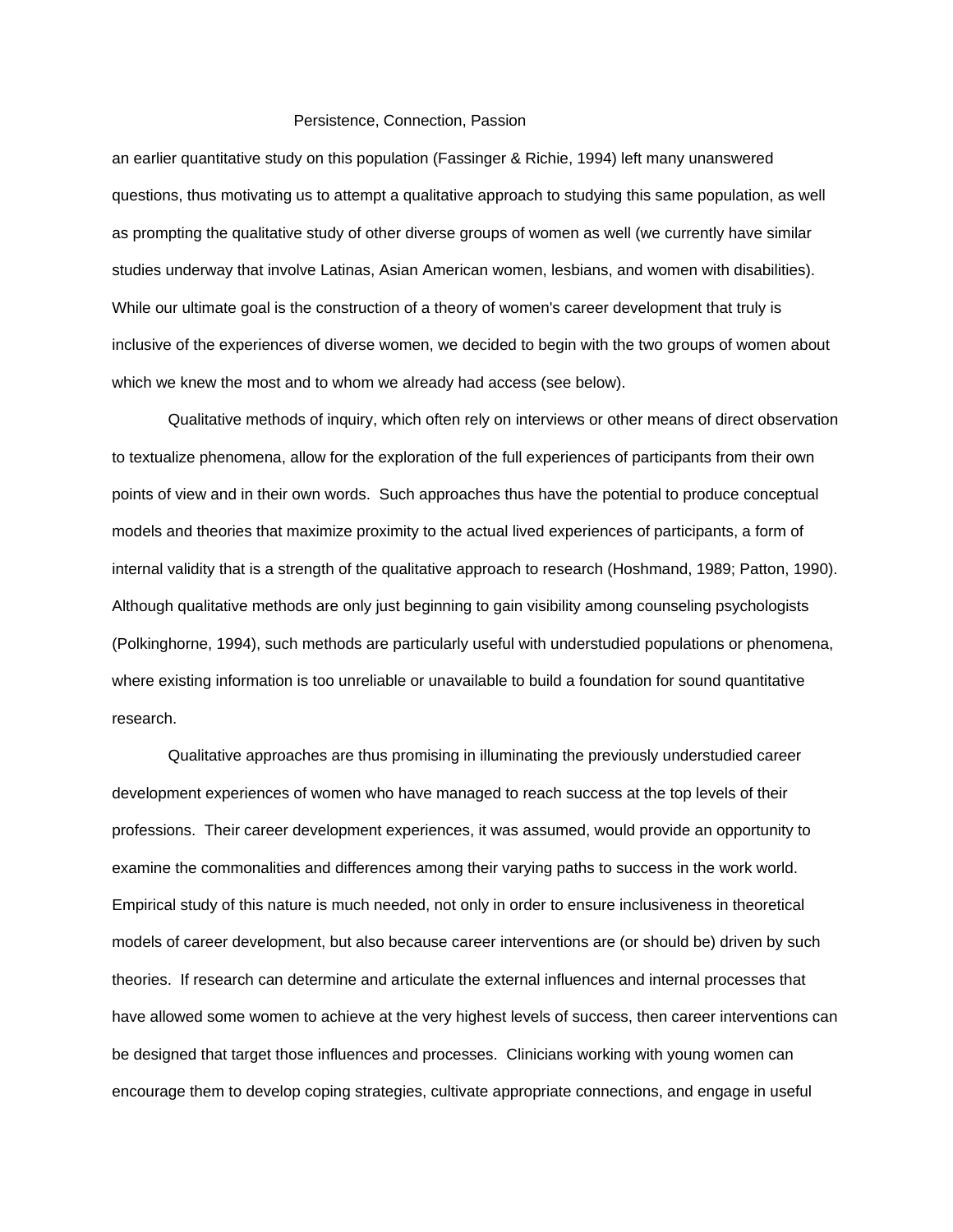an earlier quantitative study on this population (Fassinger & Richie, 1994) left many unanswered questions, thus motivating us to attempt a qualitative approach to studying this same population, as well as prompting the qualitative study of other diverse groups of women as well (we currently have similar studies underway that involve Latinas, Asian American women, lesbians, and women with disabilities). While our ultimate goal is the construction of a theory of women's career development that truly is inclusive of the experiences of diverse women, we decided to begin with the two groups of women about which we knew the most and to whom we already had access (see below).

Qualitative methods of inquiry, which often rely on interviews or other means of direct observation to textualize phenomena, allow for the exploration of the full experiences of participants from their own points of view and in their own words. Such approaches thus have the potential to produce conceptual models and theories that maximize proximity to the actual lived experiences of participants, a form of internal validity that is a strength of the qualitative approach to research (Hoshmand, 1989; Patton, 1990). Although qualitative methods are only just beginning to gain visibility among counseling psychologists (Polkinghorne, 1994), such methods are particularly useful with understudied populations or phenomena, where existing information is too unreliable or unavailable to build a foundation for sound quantitative research.

Qualitative approaches are thus promising in illuminating the previously understudied career development experiences of women who have managed to reach success at the top levels of their professions. Their career development experiences, it was assumed, would provide an opportunity to examine the commonalities and differences among their varying paths to success in the work world. Empirical study of this nature is much needed, not only in order to ensure inclusiveness in theoretical models of career development, but also because career interventions are (or should be) driven by such theories. If research can determine and articulate the external influences and internal processes that have allowed some women to achieve at the very highest levels of success, then career interventions can be designed that target those influences and processes. Clinicians working with young women can encourage them to develop coping strategies, cultivate appropriate connections, and engage in useful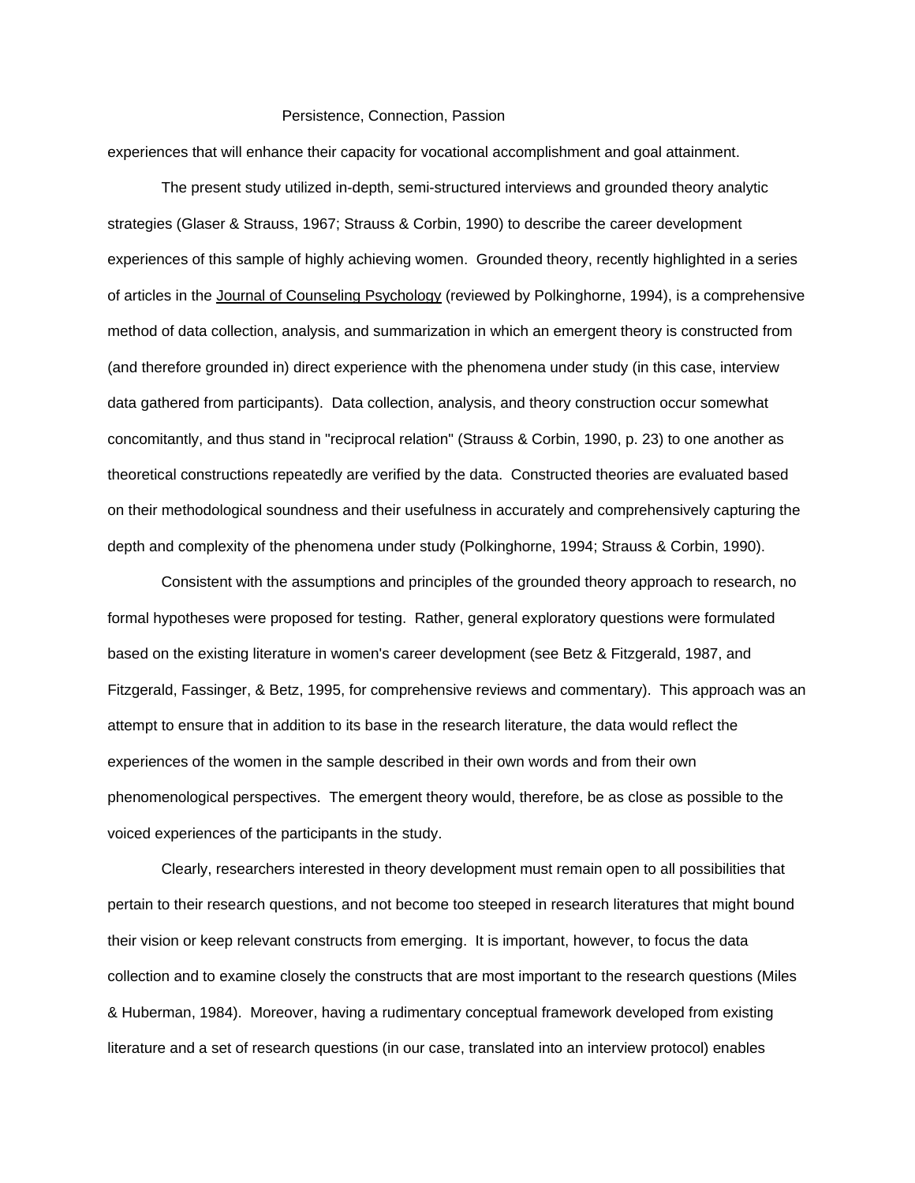experiences that will enhance their capacity for vocational accomplishment and goal attainment.

The present study utilized in-depth, semi-structured interviews and grounded theory analytic strategies (Glaser & Strauss, 1967; Strauss & Corbin, 1990) to describe the career development experiences of this sample of highly achieving women. Grounded theory, recently highlighted in a series of articles in the Journal of Counseling Psychology (reviewed by Polkinghorne, 1994), is a comprehensive method of data collection, analysis, and summarization in which an emergent theory is constructed from (and therefore grounded in) direct experience with the phenomena under study (in this case, interview data gathered from participants). Data collection, analysis, and theory construction occur somewhat concomitantly, and thus stand in "reciprocal relation" (Strauss & Corbin, 1990, p. 23) to one another as theoretical constructions repeatedly are verified by the data. Constructed theories are evaluated based on their methodological soundness and their usefulness in accurately and comprehensively capturing the depth and complexity of the phenomena under study (Polkinghorne, 1994; Strauss & Corbin, 1990).

Consistent with the assumptions and principles of the grounded theory approach to research, no formal hypotheses were proposed for testing. Rather, general exploratory questions were formulated based on the existing literature in women's career development (see Betz & Fitzgerald, 1987, and Fitzgerald, Fassinger, & Betz, 1995, for comprehensive reviews and commentary). This approach was an attempt to ensure that in addition to its base in the research literature, the data would reflect the experiences of the women in the sample described in their own words and from their own phenomenological perspectives. The emergent theory would, therefore, be as close as possible to the voiced experiences of the participants in the study.

Clearly, researchers interested in theory development must remain open to all possibilities that pertain to their research questions, and not become too steeped in research literatures that might bound their vision or keep relevant constructs from emerging. It is important, however, to focus the data collection and to examine closely the constructs that are most important to the research questions (Miles & Huberman, 1984). Moreover, having a rudimentary conceptual framework developed from existing literature and a set of research questions (in our case, translated into an interview protocol) enables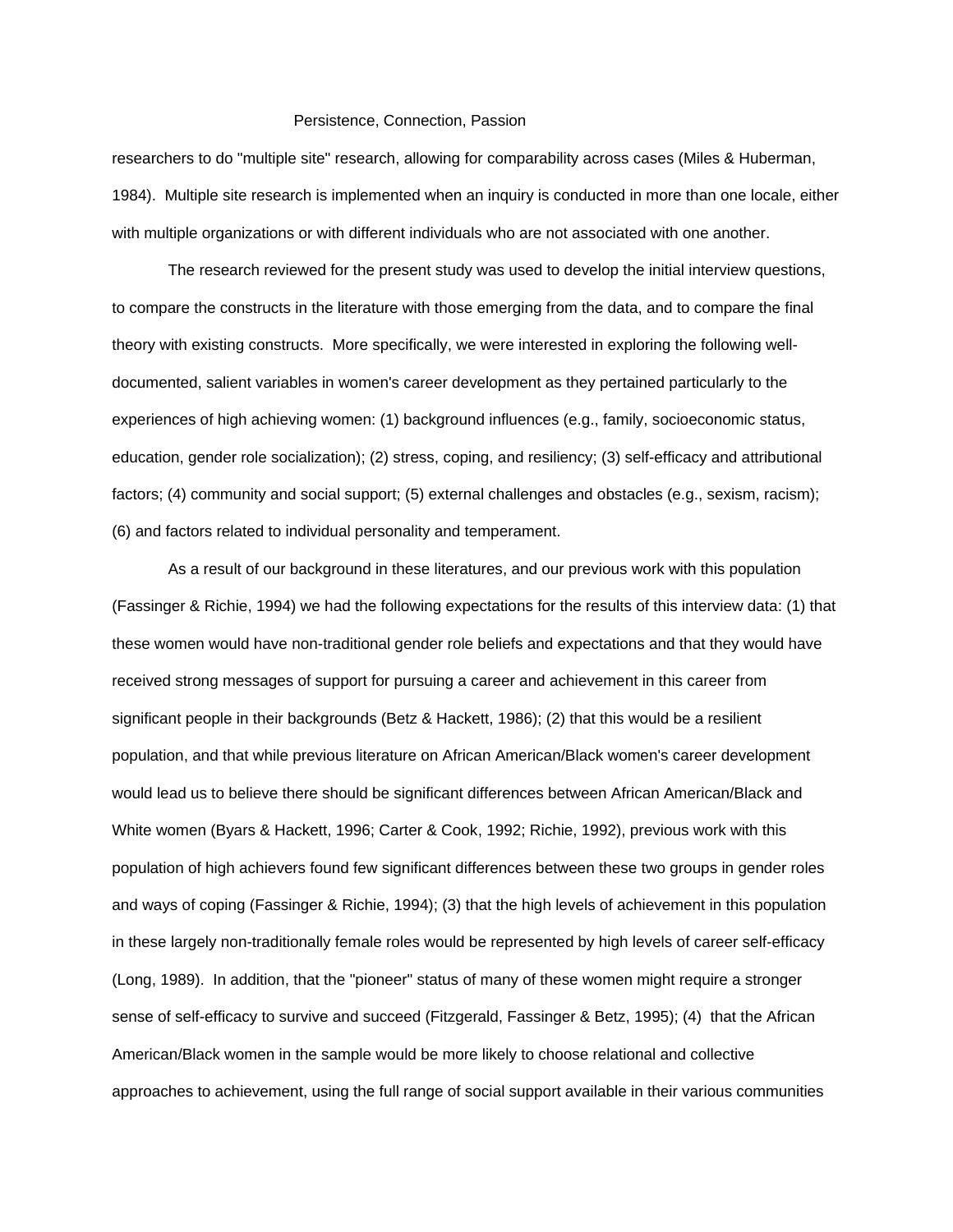researchers to do "multiple site" research, allowing for comparability across cases (Miles & Huberman, 1984). Multiple site research is implemented when an inquiry is conducted in more than one locale, either with multiple organizations or with different individuals who are not associated with one another.

The research reviewed for the present study was used to develop the initial interview questions, to compare the constructs in the literature with those emerging from the data, and to compare the final theory with existing constructs. More specifically, we were interested in exploring the following well-documented, salient variables in women's career development as they pertained particularly to the experiences of high achieving women: (1) background influences (e.g., family, socioeconomic status, education, gender role socialization); (2) stress, coping, and resiliency; (3) self-efficacy and attributional factors; (4) community and social support; (5) external challenges and obstacles (e.g., sexism, racism); (6) and factors related to individual personality and temperament.

As a result of our background in these literatures, and our previous work with this population (Fassinger & Richie, 1994) we had the following expectations for the results of this interview data: (1) that these women would have non-traditional gender role beliefs and expectations and that they would have received strong messages of support for pursuing a career and achievement in this career from significant people in their backgrounds (Betz & Hackett, 1986); (2) that this would be a resilient population, and that while previous literature on African American/Black women's career development would lead us to believe there should be significant differences between African American/Black and White women (Byars & Hackett, 1996; Carter & Cook, 1992; Richie, 1992), previous work with this population of high achievers found few significant differences between these two groups in gender roles and ways of coping (Fassinger & Richie, 1994); (3) that the high levels of achievement in this population in these largely non-traditionally female roles would be represented by high levels of career self-efficacy (Long, 1989). In addition, that the "pioneer" status of many of these women might require a stronger sense of self-efficacy to survive and succeed (Fitzgerald, Fassinger & Betz, 1995); (4) that the African American/Black women in the sample would be more likely to choose relational and collective approaches to achievement, using the full range of social support available in their various communities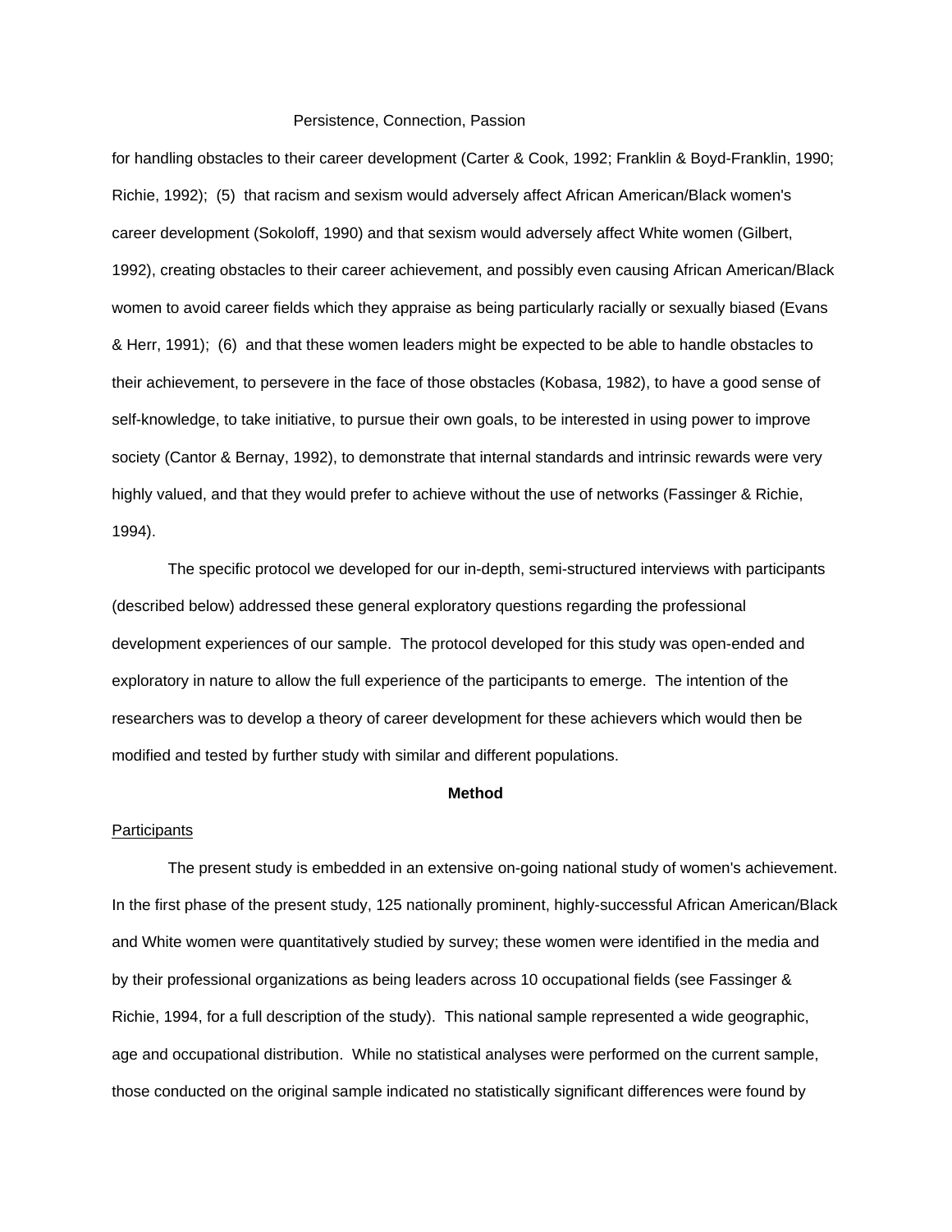for handling obstacles to their career development (Carter & Cook, 1992; Franklin & Boyd-Franklin, 1990; Richie, 1992); (5) that racism and sexism would adversely affect African American/Black women's career development (Sokoloff, 1990) and that sexism would adversely affect White women (Gilbert, 1992), creating obstacles to their career achievement, and possibly even causing African American/Black women to avoid career fields which they appraise as being particularly racially or sexually biased (Evans & Herr, 1991); (6) and that these women leaders might be expected to be able to handle obstacles to their achievement, to persevere in the face of those obstacles (Kobasa, 1982), to have a good sense of self-knowledge, to take initiative, to pursue their own goals, to be interested in using power to improve society (Cantor & Bernay, 1992), to demonstrate that internal standards and intrinsic rewards were very highly valued, and that they would prefer to achieve without the use of networks (Fassinger & Richie, 1994).

The specific protocol we developed for our in-depth, semi-structured interviews with participants (described below) addressed these general exploratory questions regarding the professional development experiences of our sample. The protocol developed for this study was open-ended and exploratory in nature to allow the full experience of the participants to emerge. The intention of the researchers was to develop a theory of career development for these achievers which would then be modified and tested by further study with similar and different populations.

## Method

Participants

The present study is embedded in an extensive on-going national study of women's achievement. In the first phase of the present study, 125 nationally prominent, highly-successful African American/Black and White women were quantitatively studied by survey; these women were identified in the media and by their professional organizations as being leaders across 10 occupational fields (see Fassinger & Richie, 1994, for a full description of the study). This national sample represented a wide geographic, age and occupational distribution. While no statistical analyses were performed on the current sample, those conducted on the original sample indicated no statistically significant differences were found by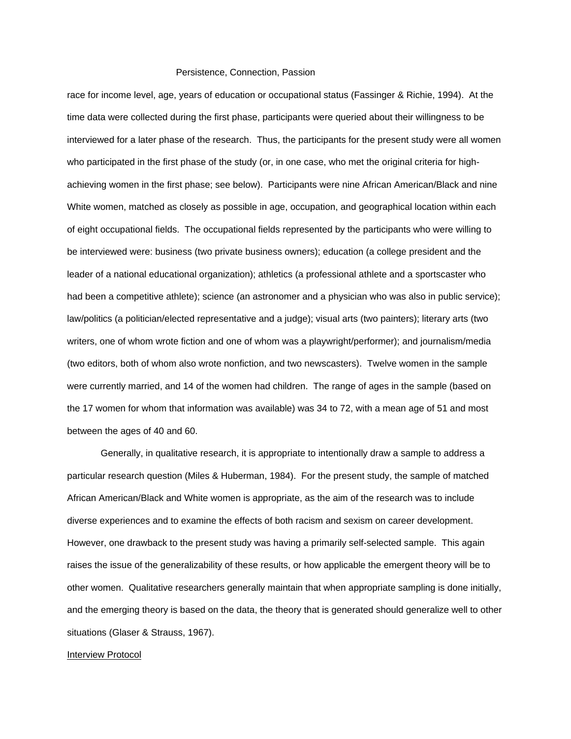race for income level, age, years of education or occupational status (Fassinger & Richie, 1994). At the time data were collected during the first phase, participants were queried about their willingness to be interviewed for a later phase of the research. Thus, the participants for the present study were all women who participated in the first phase of the study (or, in one case, who met the original criteria for high-achieving women in the first phase; see below). Participants were nine African American/Black and nine White women, matched as closely as possible in age, occupation, and geographical location within each of eight occupational fields. The occupational fields represented by the participants who were willing to be interviewed were: business (two private business owners); education (a college president and the leader of a national educational organization); athletics (a professional athlete and a sportscaster who had been a competitive athlete); science (an astronomer and a physician who was also in public service); law/politics (a politician/elected representative and a judge); visual arts (two painters); literary arts (two writers, one of whom wrote fiction and one of whom was a playwright/performer); and journalism/media (two editors, both of whom also wrote nonfiction, and two newscasters). Twelve women in the sample were currently married, and 14 of the women had children. The range of ages in the sample (based on the 17 women for whom that information was available) was 34 to 72, with a mean age of 51 and most between the ages of 40 and 60.

Generally, in qualitative research, it is appropriate to intentionally draw a sample to address a particular research question (Miles & Huberman, 1984). For the present study, the sample of matched African American/Black and White women is appropriate, as the aim of the research was to include diverse experiences and to examine the effects of both racism and sexism on career development. However, one drawback to the present study was having a primarily self-selected sample. This again raises the issue of the generalizability of these results, or how applicable the emergent theory will be to other women. Qualitative researchers generally maintain that when appropriate sampling is done initially, and the emerging theory is based on the data, the theory that is generated should generalize well to other situations (Glaser & Strauss, 1967).

<u>Interview Protocol</u>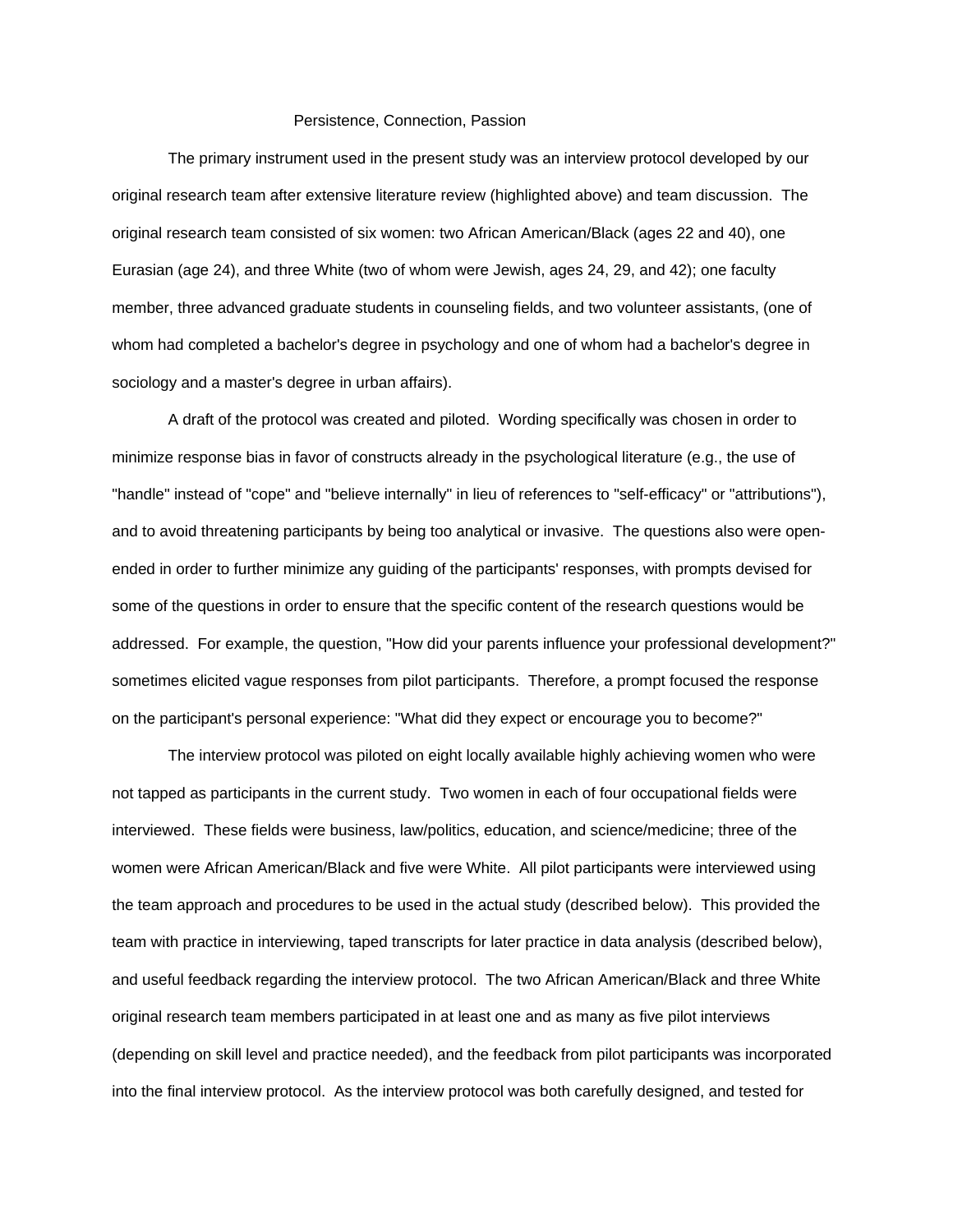The primary instrument used in the present study was an interview protocol developed by our original research team after extensive literature review (highlighted above) and team discussion. The original research team consisted of six women: two African American/Black (ages 22 and 40), one Eurasian (age 24), and three White (two of whom were Jewish, ages 24, 29, and 42); one faculty member, three advanced graduate students in counseling fields, and two volunteer assistants, (one of whom had completed a bachelor's degree in psychology and one of whom had a bachelor's degree in sociology and a master's degree in urban affairs).

A draft of the protocol was created and piloted. Wording specifically was chosen in order to minimize response bias in favor of constructs already in the psychological literature (e.g., the use of "handle" instead of "cope" and "believe internally" in lieu of references to "self-efficacy" or "attributions"), and to avoid threatening participants by being too analytical or invasive. The questions also were open-ended in order to further minimize any guiding of the participants' responses, with prompts devised for some of the questions in order to ensure that the specific content of the research questions would be addressed. For example, the question, "How did your parents influence your professional development?" sometimes elicited vague responses from pilot participants. Therefore, a prompt focused the response on the participant's personal experience: "What did they expect or encourage you to become?"

The interview protocol was piloted on eight locally available highly achieving women who were not tapped as participants in the current study. Two women in each of four occupational fields were interviewed. These fields were business, law/politics, education, and science/medicine; three of the women were African American/Black and five were White. All pilot participants were interviewed using the team approach and procedures to be used in the actual study (described below). This provided the team with practice in interviewing, taped transcripts for later practice in data analysis (described below), and useful feedback regarding the interview protocol. The two African American/Black and three White original research team members participated in at least one and as many as five pilot interviews (depending on skill level and practice needed), and the feedback from pilot participants was incorporated into the final interview protocol. As the interview protocol was both carefully designed, and tested for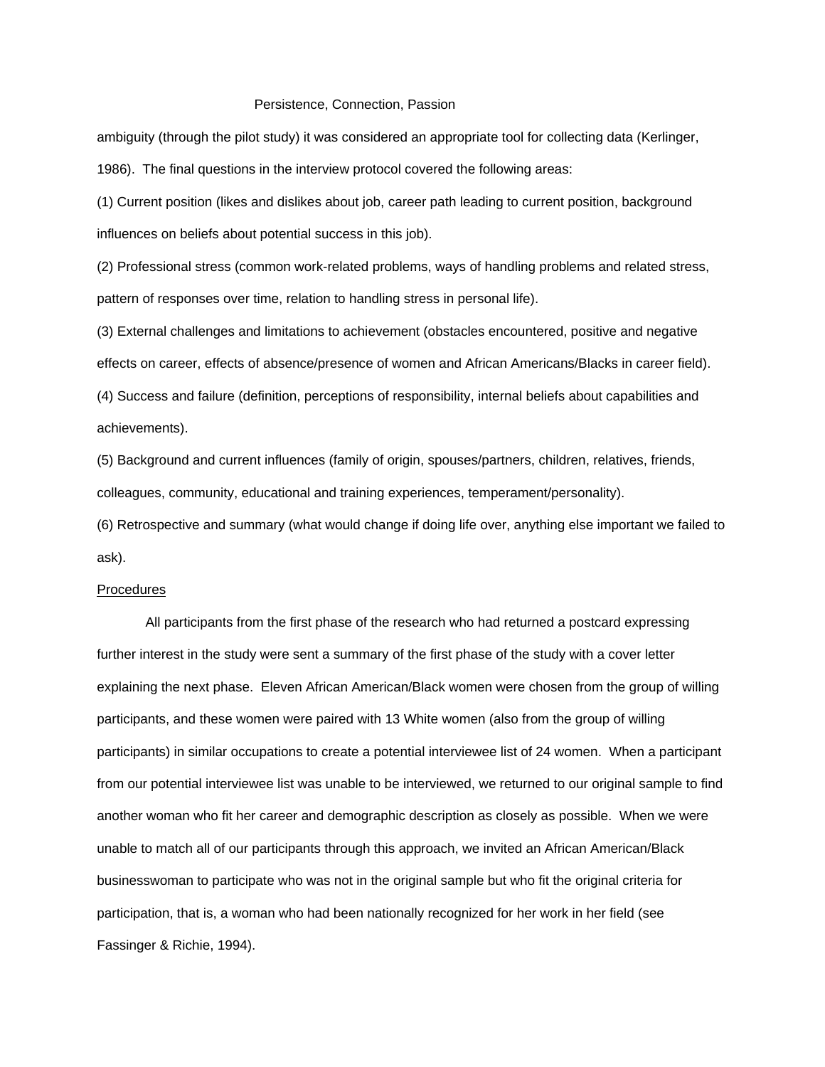ambiguity (through the pilot study) it was considered an appropriate tool for collecting data (Kerlinger, 1986). The final questions in the interview protocol covered the following areas:

(1) Current position (likes and dislikes about job, career path leading to current position, background influences on beliefs about potential success in this job).

(2) Professional stress (common work-related problems, ways of handling problems and related stress, pattern of responses over time, relation to handling stress in personal life).

(3) External challenges and limitations to achievement (obstacles encountered, positive and negative effects on career, effects of absence/presence of women and African Americans/Blacks in career field).

(4) Success and failure (definition, perceptions of responsibility, internal beliefs about capabilities and achievements).

(5) Background and current influences (family of origin, spouses/partners, children, relatives, friends, colleagues, community, educational and training experiences, temperament/personality).

(6) Retrospective and summary (what would change if doing life over, anything else important we failed to ask).

<u>Procedures</u>

All participants from the first phase of the research who had returned a postcard expressing further interest in the study were sent a summary of the first phase of the study with a cover letter explaining the next phase. Eleven African American/Black women were chosen from the group of willing participants, and these women were paired with 13 White women (also from the group of willing participants) in similar occupations to create a potential interviewee list of 24 women. When a participant from our potential interviewee list was unable to be interviewed, we returned to our original sample to find another woman who fit her career and demographic description as closely as possible. When we were unable to match all of our participants through this approach, we invited an African American/Black businesswoman to participate who was not in the original sample but who fit the original criteria for participation, that is, a woman who had been nationally recognized for her work in her field (see Fassinger & Richie, 1994).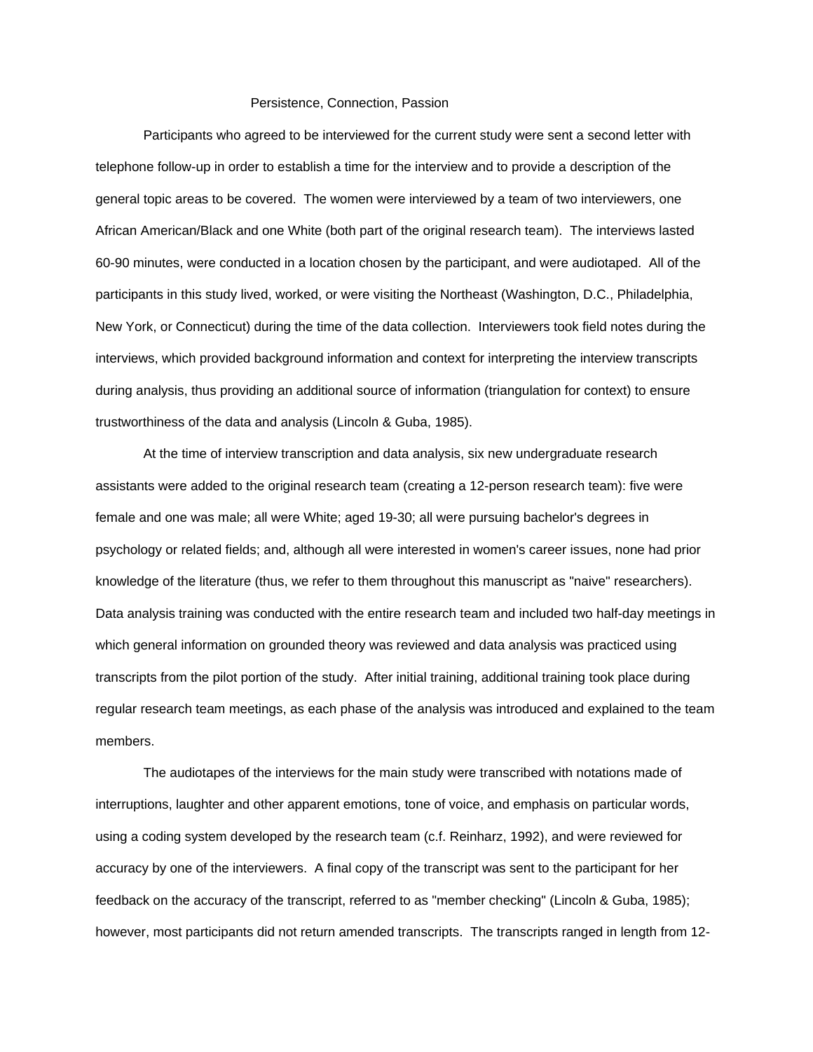Participants who agreed to be interviewed for the current study were sent a second letter with telephone follow-up in order to establish a time for the interview and to provide a description of the general topic areas to be covered. The women were interviewed by a team of two interviewers, one African American/Black and one White (both part of the original research team). The interviews lasted 60-90 minutes, were conducted in a location chosen by the participant, and were audiotaped. All of the participants in this study lived, worked, or were visiting the Northeast (Washington, D.C., Philadelphia, New York, or Connecticut) during the time of the data collection. Interviewers took field notes during the interviews, which provided background information and context for interpreting the interview transcripts during analysis, thus providing an additional source of information (triangulation for context) to ensure trustworthiness of the data and analysis (Lincoln & Guba, 1985).

At the time of interview transcription and data analysis, six new undergraduate research assistants were added to the original research team (creating a 12-person research team): five were female and one was male; all were White; aged 19-30; all were pursuing bachelor's degrees in psychology or related fields; and, although all were interested in women's career issues, none had prior knowledge of the literature (thus, we refer to them throughout this manuscript as "naive" researchers). Data analysis training was conducted with the entire research team and included two half-day meetings in which general information on grounded theory was reviewed and data analysis was practiced using transcripts from the pilot portion of the study. After initial training, additional training took place during regular research team meetings, as each phase of the analysis was introduced and explained to the team members.

The audiotapes of the interviews for the main study were transcribed with notations made of interruptions, laughter and other apparent emotions, tone of voice, and emphasis on particular words, using a coding system developed by the research team (c.f. Reinharz, 1992), and were reviewed for accuracy by one of the interviewers. A final copy of the transcript was sent to the participant for her feedback on the accuracy of the transcript, referred to as "member checking" (Lincoln & Guba, 1985); however, most participants did not return amended transcripts. The transcripts ranged in length from 12-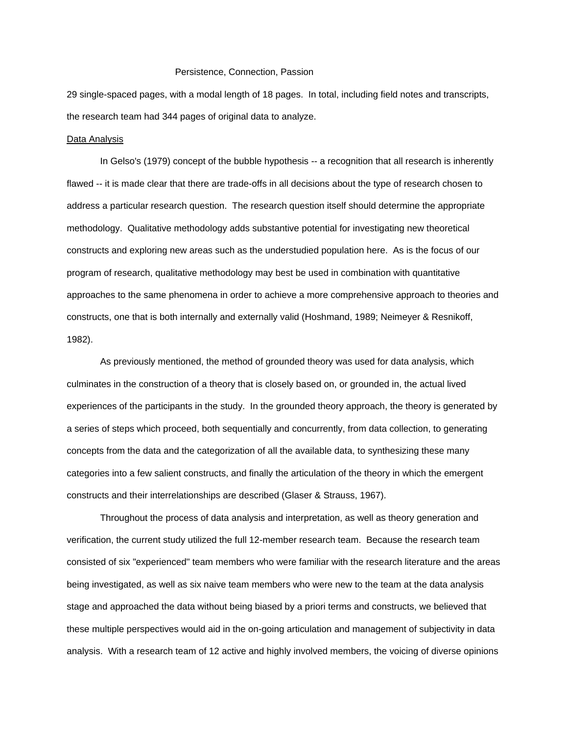29 single-spaced pages, with a modal length of 18 pages. In total, including field notes and transcripts, the research team had 344 pages of original data to analyze.

Data Analysis

In Gelso's (1979) concept of the bubble hypothesis -- a recognition that all research is inherently flawed -- it is made clear that there are trade-offs in all decisions about the type of research chosen to address a particular research question. The research question itself should determine the appropriate methodology. Qualitative methodology adds substantive potential for investigating new theoretical constructs and exploring new areas such as the understudied population here. As is the focus of our program of research, qualitative methodology may best be used in combination with quantitative approaches to the same phenomena in order to achieve a more comprehensive approach to theories and constructs, one that is both internally and externally valid (Hoshmand, 1989; Neimeyer & Resnikoff, 1982).

As previously mentioned, the method of grounded theory was used for data analysis, which culminates in the construction of a theory that is closely based on, or grounded in, the actual lived experiences of the participants in the study. In the grounded theory approach, the theory is generated by a series of steps which proceed, both sequentially and concurrently, from data collection, to generating concepts from the data and the categorization of all the available data, to synthesizing these many categories into a few salient constructs, and finally the articulation of the theory in which the emergent constructs and their interrelationships are described (Glaser & Strauss, 1967).

Throughout the process of data analysis and interpretation, as well as theory generation and verification, the current study utilized the full 12-member research team. Because the research team consisted of six "experienced" team members who were familiar with the research literature and the areas being investigated, as well as six naive team members who were new to the team at the data analysis stage and approached the data without being biased by a priori terms and constructs, we believed that these multiple perspectives would aid in the on-going articulation and management of subjectivity in data analysis. With a research team of 12 active and highly involved members, the voicing of diverse opinions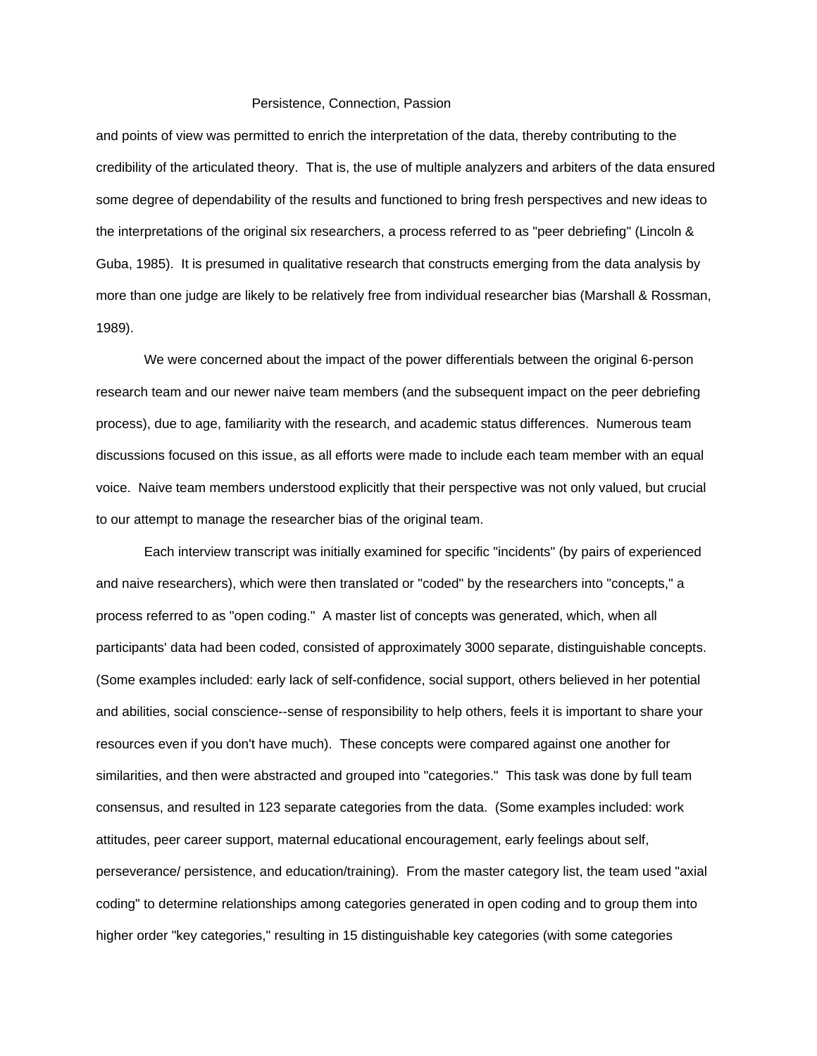and points of view was permitted to enrich the interpretation of the data, thereby contributing to the credibility of the articulated theory. That is, the use of multiple analyzers and arbiters of the data ensured some degree of dependability of the results and functioned to bring fresh perspectives and new ideas to the interpretations of the original six researchers, a process referred to as "peer debriefing" (Lincoln & Guba, 1985). It is presumed in qualitative research that constructs emerging from the data analysis by more than one judge are likely to be relatively free from individual researcher bias (Marshall & Rossman, 1989).

We were concerned about the impact of the power differentials between the original 6-person research team and our newer naive team members (and the subsequent impact on the peer debriefing process), due to age, familiarity with the research, and academic status differences. Numerous team discussions focused on this issue, as all efforts were made to include each team member with an equal voice. Naive team members understood explicitly that their perspective was not only valued, but crucial to our attempt to manage the researcher bias of the original team.

Each interview transcript was initially examined for specific "incidents" (by pairs of experienced and naive researchers), which were then translated or "coded" by the researchers into "concepts," a process referred to as "open coding." A master list of concepts was generated, which, when all participants' data had been coded, consisted of approximately 3000 separate, distinguishable concepts. (Some examples included: early lack of self-confidence, social support, others believed in her potential and abilities, social conscience--sense of responsibility to help others, feels it is important to share your resources even if you don't have much). These concepts were compared against one another for similarities, and then were abstracted and grouped into "categories." This task was done by full team consensus, and resulted in 123 separate categories from the data. (Some examples included: work attitudes, peer career support, maternal educational encouragement, early feelings about self, perseverance/ persistence, and education/training). From the master category list, the team used "axial coding" to determine relationships among categories generated in open coding and to group them into higher order "key categories," resulting in 15 distinguishable key categories (with some categories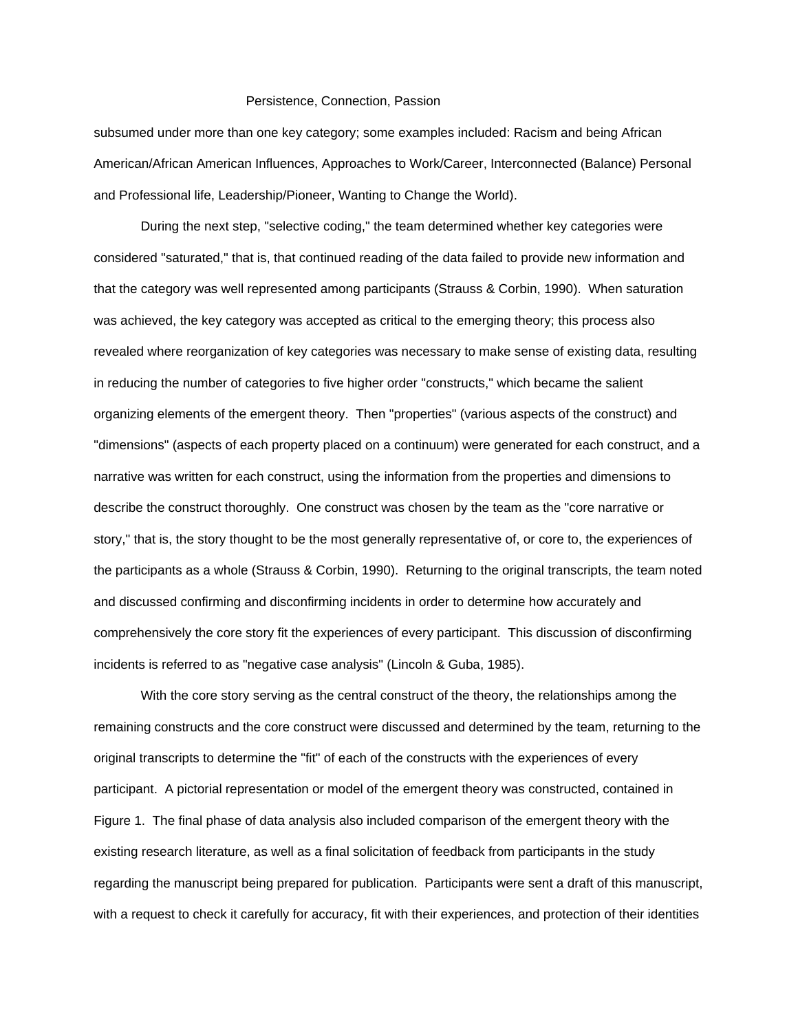subsumed under more than one key category; some examples included: Racism and being African American/African American Influences, Approaches to Work/Career, Interconnected (Balance) Personal and Professional life, Leadership/Pioneer, Wanting to Change the World).

During the next step, "selective coding," the team determined whether key categories were considered "saturated," that is, that continued reading of the data failed to provide new information and that the category was well represented among participants (Strauss & Corbin, 1990). When saturation was achieved, the key category was accepted as critical to the emerging theory; this process also revealed where reorganization of key categories was necessary to make sense of existing data, resulting in reducing the number of categories to five higher order "constructs," which became the salient organizing elements of the emergent theory. Then "properties" (various aspects of the construct) and "dimensions" (aspects of each property placed on a continuum) were generated for each construct, and a narrative was written for each construct, using the information from the properties and dimensions to describe the construct thoroughly. One construct was chosen by the team as the "core narrative or story," that is, the story thought to be the most generally representative of, or core to, the experiences of the participants as a whole (Strauss & Corbin, 1990). Returning to the original transcripts, the team noted and discussed confirming and disconfirming incidents in order to determine how accurately and comprehensively the core story fit the experiences of every participant. This discussion of disconfirming incidents is referred to as "negative case analysis" (Lincoln & Guba, 1985).

With the core story serving as the central construct of the theory, the relationships among the remaining constructs and the core construct were discussed and determined by the team, returning to the original transcripts to determine the "fit" of each of the constructs with the experiences of every participant. A pictorial representation or model of the emergent theory was constructed, contained in Figure 1. The final phase of data analysis also included comparison of the emergent theory with the existing research literature, as well as a final solicitation of feedback from participants in the study regarding the manuscript being prepared for publication. Participants were sent a draft of this manuscript, with a request to check it carefully for accuracy, fit with their experiences, and protection of their identities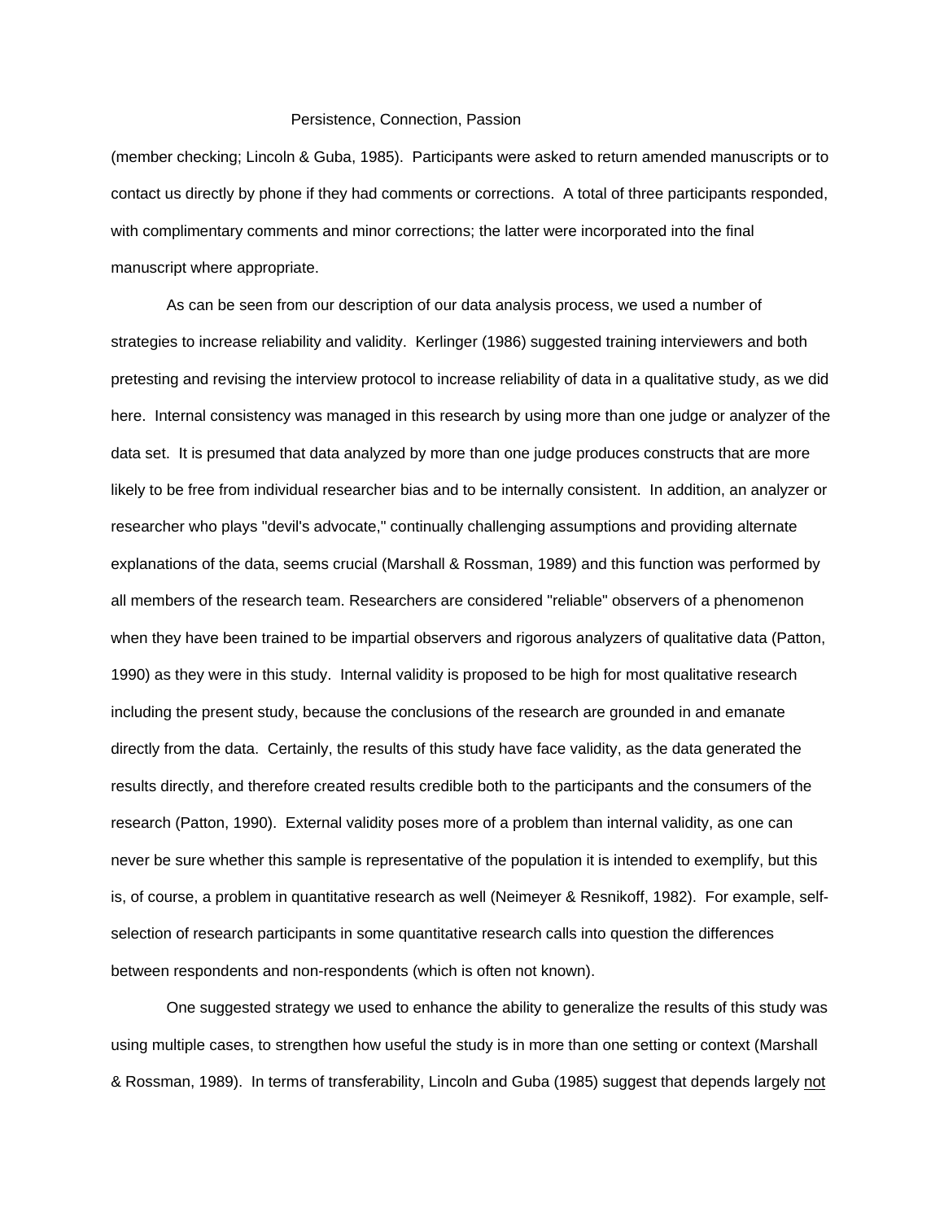(member checking; Lincoln & Guba, 1985). Participants were asked to return amended manuscripts or to contact us directly by phone if they had comments or corrections. A total of three participants responded, with complimentary comments and minor corrections; the latter were incorporated into the final manuscript where appropriate.

As can be seen from our description of our data analysis process, we used a number of strategies to increase reliability and validity. Kerlinger (1986) suggested training interviewers and both pretesting and revising the interview protocol to increase reliability of data in a qualitative study, as we did here. Internal consistency was managed in this research by using more than one judge or analyzer of the data set. It is presumed that data analyzed by more than one judge produces constructs that are more likely to be free from individual researcher bias and to be internally consistent. In addition, an analyzer or researcher who plays "devil's advocate," continually challenging assumptions and providing alternate explanations of the data, seems crucial (Marshall & Rossman, 1989) and this function was performed by all members of the research team. Researchers are considered "reliable" observers of a phenomenon when they have been trained to be impartial observers and rigorous analyzers of qualitative data (Patton, 1990) as they were in this study. Internal validity is proposed to be high for most qualitative research including the present study, because the conclusions of the research are grounded in and emanate directly from the data. Certainly, the results of this study have face validity, as the data generated the results directly, and therefore created results credible both to the participants and the consumers of the research (Patton, 1990). External validity poses more of a problem than internal validity, as one can never be sure whether this sample is representative of the population it is intended to exemplify, but this is, of course, a problem in quantitative research as well (Neimeyer & Resnikoff, 1982). For example, self-selection of research participants in some quantitative research calls into question the differences between respondents and non-respondents (which is often not known).

One suggested strategy we used to enhance the ability to generalize the results of this study was using multiple cases, to strengthen how useful the study is in more than one setting or context (Marshall & Rossman, 1989). In terms of transferability, Lincoln and Guba (1985) suggest that depends largely <u>not</u>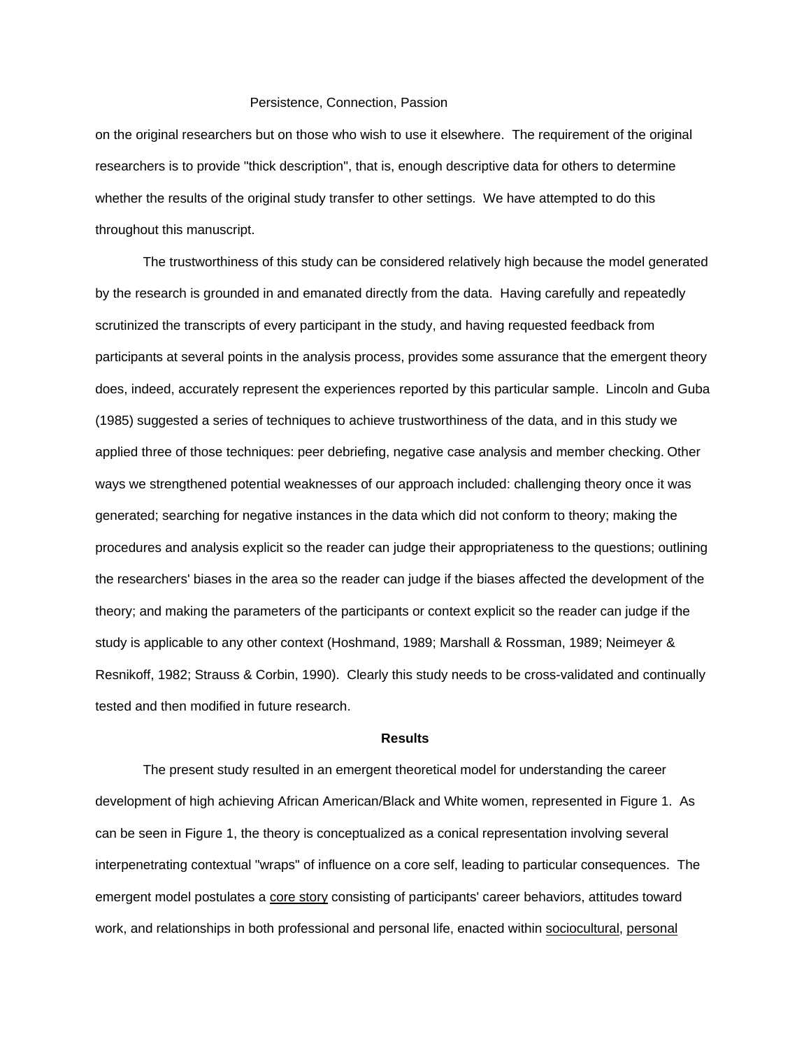on the original researchers but on those who wish to use it elsewhere. The requirement of the original researchers is to provide "thick description", that is, enough descriptive data for others to determine whether the results of the original study transfer to other settings. We have attempted to do this throughout this manuscript.

The trustworthiness of this study can be considered relatively high because the model generated by the research is grounded in and emanated directly from the data. Having carefully and repeatedly scrutinized the transcripts of every participant in the study, and having requested feedback from participants at several points in the analysis process, provides some assurance that the emergent theory does, indeed, accurately represent the experiences reported by this particular sample. Lincoln and Guba (1985) suggested a series of techniques to achieve trustworthiness of the data, and in this study we applied three of those techniques: peer debriefing, negative case analysis and member checking. Other ways we strengthened potential weaknesses of our approach included: challenging theory once it was generated; searching for negative instances in the data which did not conform to theory; making the procedures and analysis explicit so the reader can judge their appropriateness to the questions; outlining the researchers' biases in the area so the reader can judge if the biases affected the development of the theory; and making the parameters of the participants or context explicit so the reader can judge if the study is applicable to any other context (Hoshmand, 1989; Marshall & Rossman, 1989; Neimeyer & Resnikoff, 1982; Strauss & Corbin, 1990). Clearly this study needs to be cross-validated and continually tested and then modified in future research.

## Results

The present study resulted in an emergent theoretical model for understanding the career development of high achieving African American/Black and White women, represented in Figure 1. As can be seen in Figure 1, the theory is conceptualized as a conical representation involving several interpenetrating contextual "wraps" of influence on a core self, leading to particular consequences. The emergent model postulates a <u>core story</u> consisting of participants' career behaviors, attitudes toward work, and relationships in both professional and personal life, enacted within <u>sociocultural</u>, <u>personal</u>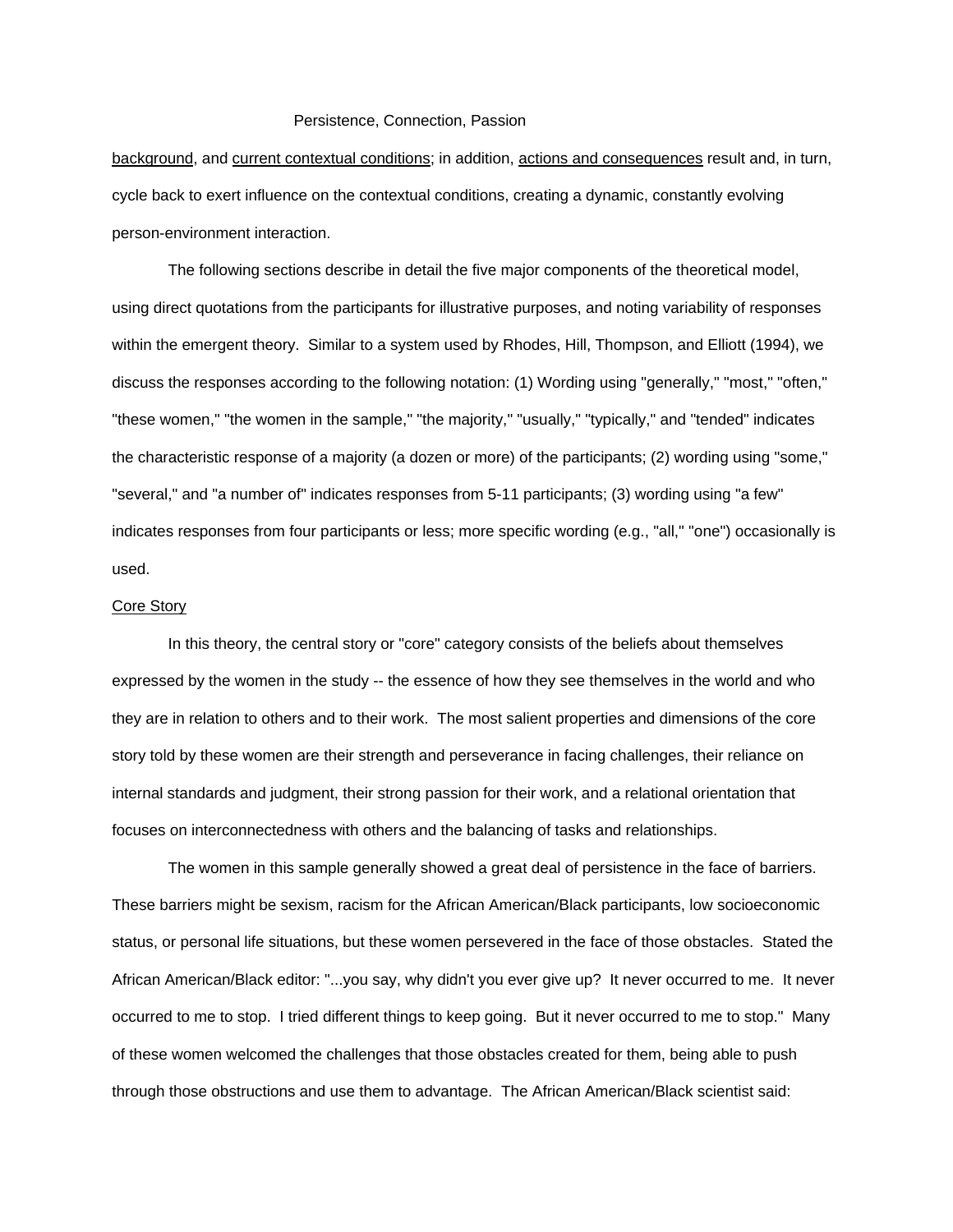background, and current contextual conditions; in addition, actions and consequences result and, in turn, cycle back to exert influence on the contextual conditions, creating a dynamic, constantly evolving person-environment interaction.

The following sections describe in detail the five major components of the theoretical model, using direct quotations from the participants for illustrative purposes, and noting variability of responses within the emergent theory. Similar to a system used by Rhodes, Hill, Thompson, and Elliott (1994), we discuss the responses according to the following notation: (1) Wording using "generally," "most," "often," "these women," "the women in the sample," "the majority," "usually," "typically," and "tended" indicates the characteristic response of a majority (a dozen or more) of the participants; (2) wording using "some," "several," and "a number of" indicates responses from 5-11 participants; (3) wording using "a few" indicates responses from four participants or less; more specific wording (e.g., "all," "one") occasionally is used.

## Core Story

In this theory, the central story or "core" category consists of the beliefs about themselves expressed by the women in the study -- the essence of how they see themselves in the world and who they are in relation to others and to their work. The most salient properties and dimensions of the core story told by these women are their strength and perseverance in facing challenges, their reliance on internal standards and judgment, their strong passion for their work, and a relational orientation that focuses on interconnectedness with others and the balancing of tasks and relationships.

The women in this sample generally showed a great deal of persistence in the face of barriers. These barriers might be sexism, racism for the African American/Black participants, low socioeconomic status, or personal life situations, but these women persevered in the face of those obstacles. Stated the African American/Black editor: "...you say, why didn't you ever give up? It never occurred to me. It never occurred to me to stop. I tried different things to keep going. But it never occurred to me to stop." Many of these women welcomed the challenges that those obstacles created for them, being able to push through those obstructions and use them to advantage. The African American/Black scientist said: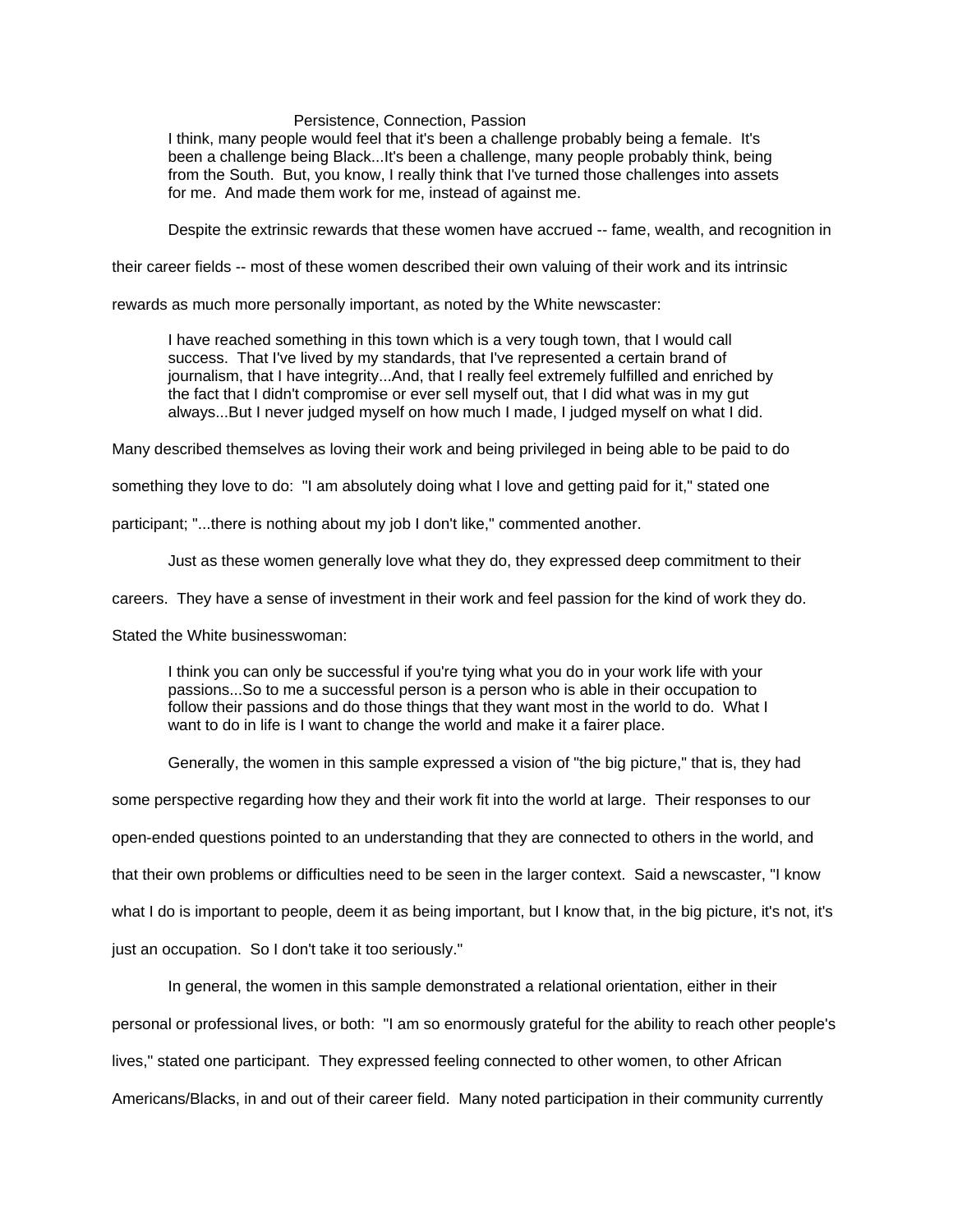I think, many people would feel that it's been a challenge probably being a female. It's been a challenge being Black...It's been a challenge, many people probably think, being from the South. But, you know, I really think that I've turned those challenges into assets for me. And made them work for me, instead of against me.

Despite the extrinsic rewards that these women have accrued -- fame, wealth, and recognition in their career fields -- most of these women described their own valuing of their work and its intrinsic rewards as much more personally important, as noted by the White newscaster:

> I have reached something in this town which is a very tough town, that I would call success. That I've lived by my standards, that I've represented a certain brand of journalism, that I have integrity...And, that I really feel extremely fulfilled and enriched by the fact that I didn't compromise or ever sell myself out, that I did what was in my gut always...But I never judged myself on how much I made, I judged myself on what I did.

Many described themselves as loving their work and being privileged in being able to be paid to do something they love to do: "I am absolutely doing what I love and getting paid for it," stated one participant; "...there is nothing about my job I don't like," commented another.

Just as these women generally love what they do, they expressed deep commitment to their careers. They have a sense of investment in their work and feel passion for the kind of work they do. Stated the White businesswoman:

> I think you can only be successful if you're tying what you do in your work life with your passions...So to me a successful person is a person who is able in their occupation to follow their passions and do those things that they want most in the world to do. What I want to do in life is I want to change the world and make it a fairer place.

Generally, the women in this sample expressed a vision of "the big picture," that is, they had some perspective regarding how they and their work fit into the world at large. Their responses to our open-ended questions pointed to an understanding that they are connected to others in the world, and that their own problems or difficulties need to be seen in the larger context. Said a newscaster, "I know what I do is important to people, deem it as being important, but I know that, in the big picture, it's not, it's just an occupation. So I don't take it too seriously."

In general, the women in this sample demonstrated a relational orientation, either in their personal or professional lives, or both: "I am so enormously grateful for the ability to reach other people's lives," stated one participant. They expressed feeling connected to other women, to other African Americans/Blacks, in and out of their career field. Many noted participation in their community currently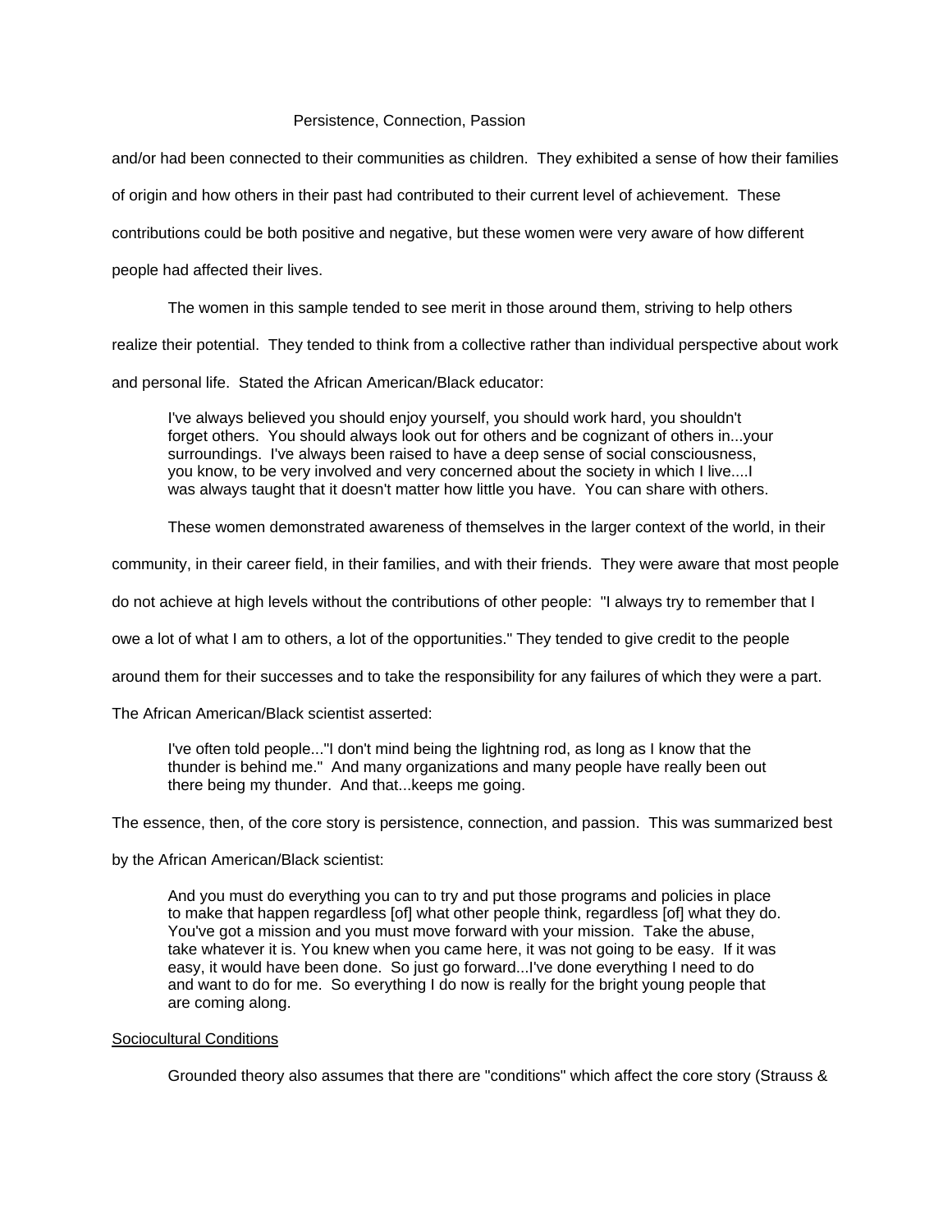and/or had been connected to their communities as children. They exhibited a sense of how their families of origin and how others in their past had contributed to their current level of achievement. These contributions could be both positive and negative, but these women were very aware of how different people had affected their lives.

The women in this sample tended to see merit in those around them, striving to help others realize their potential. They tended to think from a collective rather than individual perspective about work and personal life. Stated the African American/Black educator:

> I've always believed you should enjoy yourself, you should work hard, you shouldn't forget others. You should always look out for others and be cognizant of others in...your surroundings. I've always been raised to have a deep sense of social consciousness, you know, to be very involved and very concerned about the society in which I live....I was always taught that it doesn't matter how little you have. You can share with others.

These women demonstrated awareness of themselves in the larger context of the world, in their community, in their career field, in their families, and with their friends. They were aware that most people do not achieve at high levels without the contributions of other people: "I always try to remember that I owe a lot of what I am to others, a lot of the opportunities." They tended to give credit to the people around them for their successes and to take the responsibility for any failures of which they were a part. The African American/Black scientist asserted:

> I've often told people..."I don't mind being the lightning rod, as long as I know that the thunder is behind me." And many organizations and many people have really been out there being my thunder. And that...keeps me going.

The essence, then, of the core story is persistence, connection, and passion. This was summarized best by the African American/Black scientist:

> And you must do everything you can to try and put those programs and policies in place to make that happen regardless [of] what other people think, regardless [of] what they do. You've got a mission and you must move forward with your mission. Take the abuse, take whatever it is. You knew when you came here, it was not going to be easy. If it was easy, it would have been done. So just go forward...I've done everything I need to do and want to do for me. So everything I do now is really for the bright young people that are coming along.

## Sociocultural Conditions

Grounded theory also assumes that there are "conditions" which affect the core story (Strauss &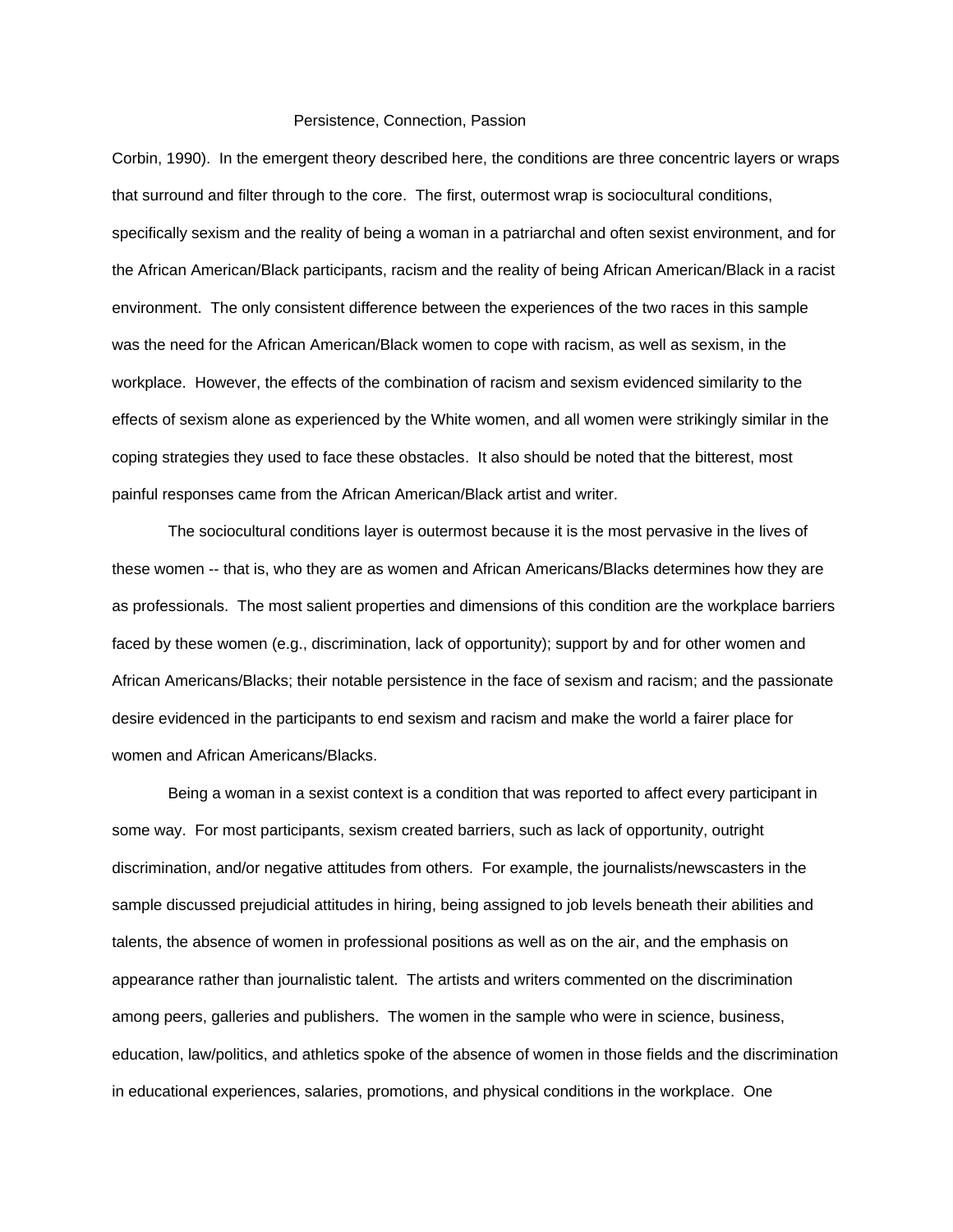Corbin, 1990). In the emergent theory described here, the conditions are three concentric layers or wraps that surround and filter through to the core. The first, outermost wrap is sociocultural conditions, specifically sexism and the reality of being a woman in a patriarchal and often sexist environment, and for the African American/Black participants, racism and the reality of being African American/Black in a racist environment. The only consistent difference between the experiences of the two races in this sample was the need for the African American/Black women to cope with racism, as well as sexism, in the workplace. However, the effects of the combination of racism and sexism evidenced similarity to the effects of sexism alone as experienced by the White women, and all women were strikingly similar in the coping strategies they used to face these obstacles. It also should be noted that the bitterest, most painful responses came from the African American/Black artist and writer.

The sociocultural conditions layer is outermost because it is the most pervasive in the lives of these women -- that is, who they are as women and African Americans/Blacks determines how they are as professionals. The most salient properties and dimensions of this condition are the workplace barriers faced by these women (e.g., discrimination, lack of opportunity); support by and for other women and African Americans/Blacks; their notable persistence in the face of sexism and racism; and the passionate desire evidenced in the participants to end sexism and racism and make the world a fairer place for women and African Americans/Blacks.

Being a woman in a sexist context is a condition that was reported to affect every participant in some way. For most participants, sexism created barriers, such as lack of opportunity, outright discrimination, and/or negative attitudes from others. For example, the journalists/newscasters in the sample discussed prejudicial attitudes in hiring, being assigned to job levels beneath their abilities and talents, the absence of women in professional positions as well as on the air, and the emphasis on appearance rather than journalistic talent. The artists and writers commented on the discrimination among peers, galleries and publishers. The women in the sample who were in science, business, education, law/politics, and athletics spoke of the absence of women in those fields and the discrimination in educational experiences, salaries, promotions, and physical conditions in the workplace. One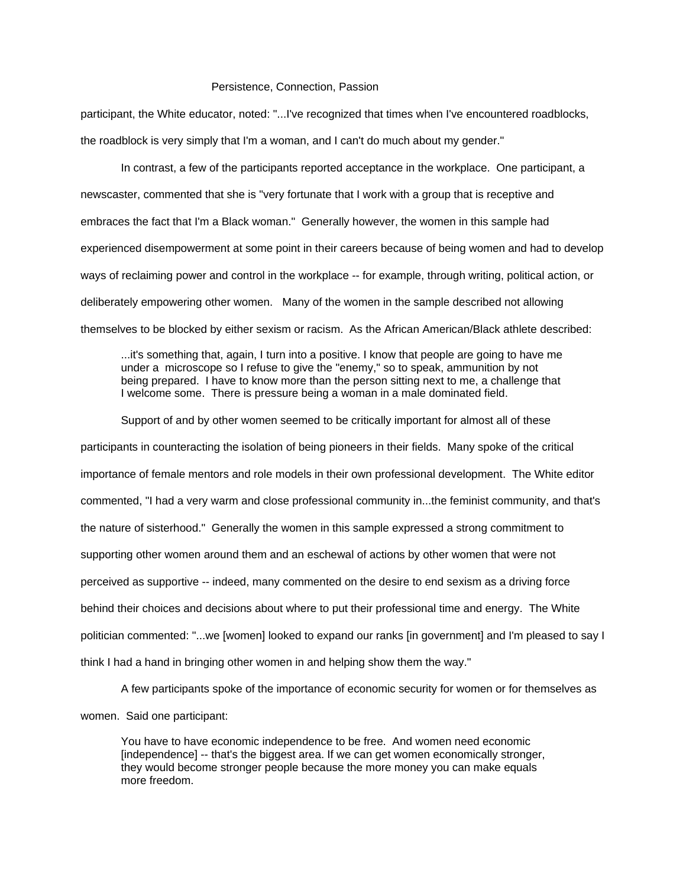participant, the White educator, noted: "...I've recognized that times when I've encountered roadblocks, the roadblock is very simply that I'm a woman, and I can't do much about my gender."

In contrast, a few of the participants reported acceptance in the workplace. One participant, a newscaster, commented that she is "very fortunate that I work with a group that is receptive and embraces the fact that I'm a Black woman." Generally however, the women in this sample had experienced disempowerment at some point in their careers because of being women and had to develop ways of reclaiming power and control in the workplace -- for example, through writing, political action, or deliberately empowering other women. Many of the women in the sample described not allowing themselves to be blocked by either sexism or racism. As the African American/Black athlete described:

> ...it's something that, again, I turn into a positive. I know that people are going to have me under a microscope so I refuse to give the "enemy," so to speak, ammunition by not being prepared. I have to know more than the person sitting next to me, a challenge that I welcome some. There is pressure being a woman in a male dominated field.

Support of and by other women seemed to be critically important for almost all of these participants in counteracting the isolation of being pioneers in their fields. Many spoke of the critical importance of female mentors and role models in their own professional development. The White editor commented, "I had a very warm and close professional community in...the feminist community, and that's the nature of sisterhood." Generally the women in this sample expressed a strong commitment to supporting other women around them and an eschewal of actions by other women that were not perceived as supportive -- indeed, many commented on the desire to end sexism as a driving force behind their choices and decisions about where to put their professional time and energy. The White politician commented: "...we [women] looked to expand our ranks [in government] and I'm pleased to say I think I had a hand in bringing other women in and helping show them the way."

A few participants spoke of the importance of economic security for women or for themselves as women. Said one participant:

> You have to have economic independence to be free. And women need economic [independence] -- that's the biggest area. If we can get women economically stronger, they would become stronger people because the more money you can make equals more freedom.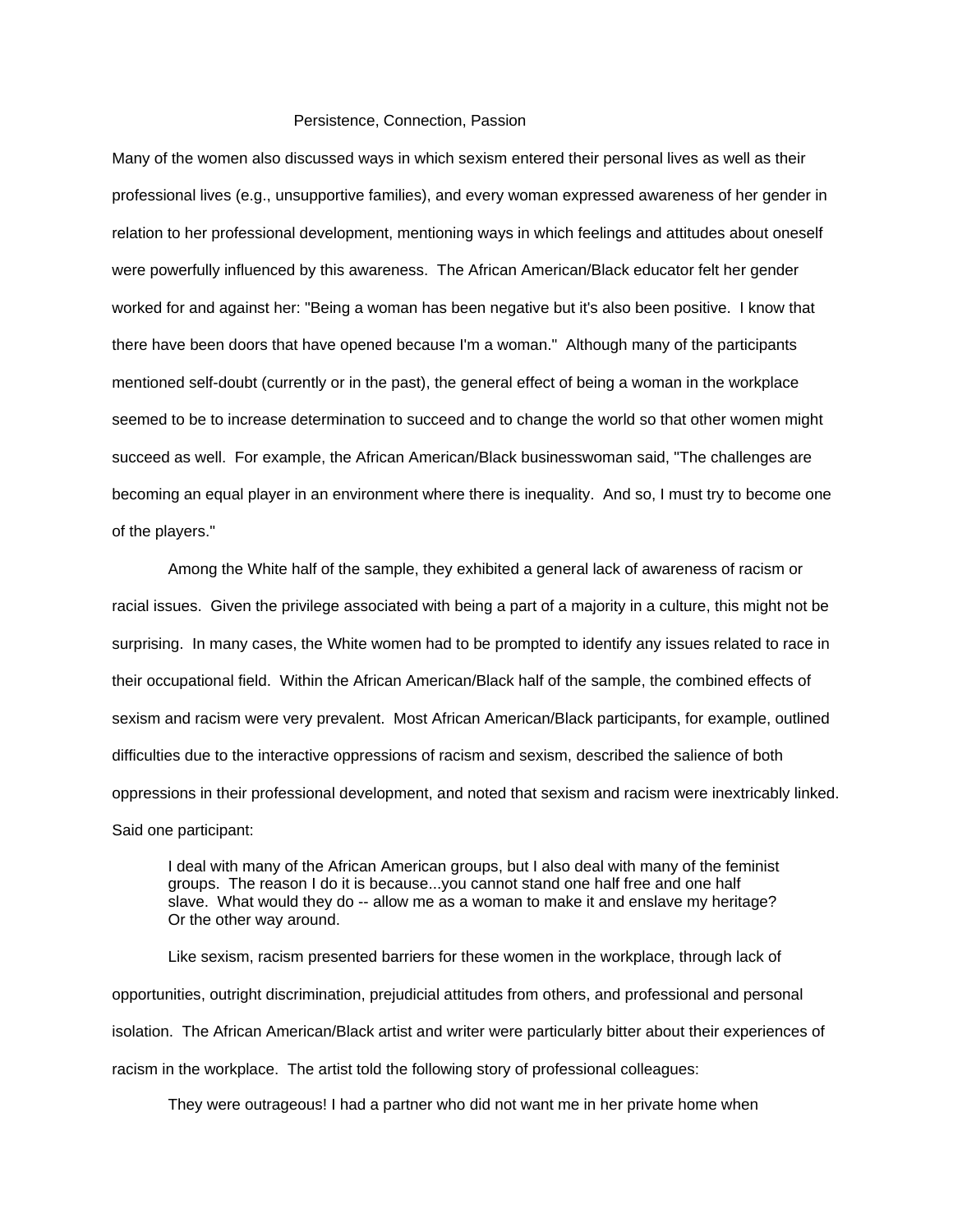Many of the women also discussed ways in which sexism entered their personal lives as well as their professional lives (e.g., unsupportive families), and every woman expressed awareness of her gender in relation to her professional development, mentioning ways in which feelings and attitudes about oneself were powerfully influenced by this awareness. The African American/Black educator felt her gender worked for and against her: "Being a woman has been negative but it's also been positive. I know that there have been doors that have opened because I'm a woman." Although many of the participants mentioned self-doubt (currently or in the past), the general effect of being a woman in the workplace seemed to be to increase determination to succeed and to change the world so that other women might succeed as well. For example, the African American/Black businesswoman said, "The challenges are becoming an equal player in an environment where there is inequality. And so, I must try to become one of the players."

Among the White half of the sample, they exhibited a general lack of awareness of racism or racial issues. Given the privilege associated with being a part of a majority in a culture, this might not be surprising. In many cases, the White women had to be prompted to identify any issues related to race in their occupational field. Within the African American/Black half of the sample, the combined effects of sexism and racism were very prevalent. Most African American/Black participants, for example, outlined difficulties due to the interactive oppressions of racism and sexism, described the salience of both oppressions in their professional development, and noted that sexism and racism were inextricably linked. Said one participant:

> I deal with many of the African American groups, but I also deal with many of the feminist groups. The reason I do it is because...you cannot stand one half free and one half slave. What would they do -- allow me as a woman to make it and enslave my heritage? Or the other way around.

Like sexism, racism presented barriers for these women in the workplace, through lack of opportunities, outright discrimination, prejudicial attitudes from others, and professional and personal isolation. The African American/Black artist and writer were particularly bitter about their experiences of racism in the workplace. The artist told the following story of professional colleagues:

> They were outrageous! I had a partner who did not want me in her private home when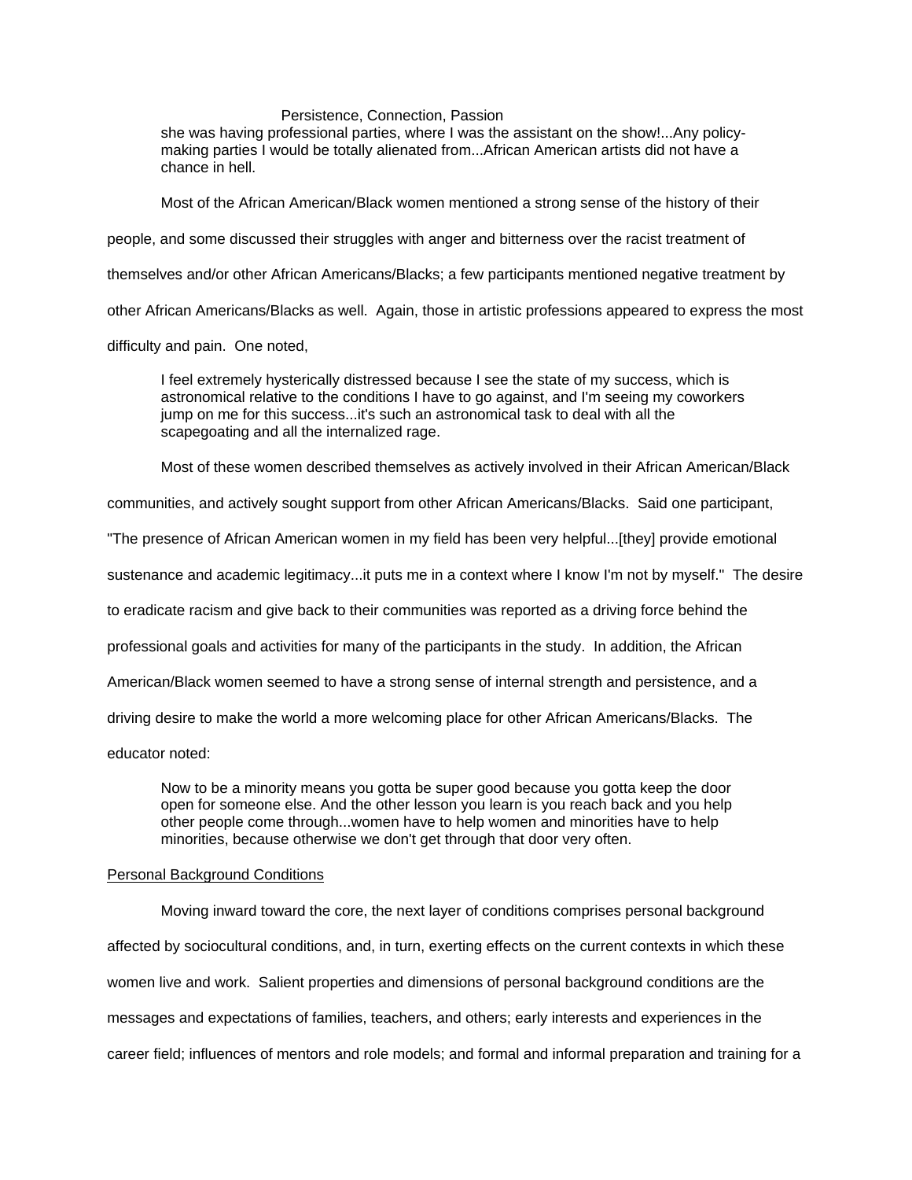> she was having professional parties, where I was the assistant on the show!...Any policy-making parties I would be totally alienated from...African American artists did not have a chance in hell.

Most of the African American/Black women mentioned a strong sense of the history of their people, and some discussed their struggles with anger and bitterness over the racist treatment of themselves and/or other African Americans/Blacks; a few participants mentioned negative treatment by other African Americans/Blacks as well. Again, those in artistic professions appeared to express the most difficulty and pain. One noted,

> I feel extremely hysterically distressed because I see the state of my success, which is astronomical relative to the conditions I have to go against, and I'm seeing my coworkers jump on me for this success...it's such an astronomical task to deal with all the scapegoating and all the internalized rage.

Most of these women described themselves as actively involved in their African American/Black communities, and actively sought support from other African Americans/Blacks. Said one participant, "The presence of African American women in my field has been very helpful...[they] provide emotional sustenance and academic legitimacy...it puts me in a context where I know I'm not by myself." The desire to eradicate racism and give back to their communities was reported as a driving force behind the professional goals and activities for many of the participants in the study. In addition, the African American/Black women seemed to have a strong sense of internal strength and persistence, and a driving desire to make the world a more welcoming place for other African Americans/Blacks. The educator noted:

> Now to be a minority means you gotta be super good because you gotta keep the door open for someone else. And the other lesson you learn is you reach back and you help other people come through...women have to help women and minorities have to help minorities, because otherwise we don't get through that door very often.

<u>Personal Background Conditions</u>

Moving inward toward the core, the next layer of conditions comprises personal background affected by sociocultural conditions, and, in turn, exerting effects on the current contexts in which these women live and work. Salient properties and dimensions of personal background conditions are the messages and expectations of families, teachers, and others; early interests and experiences in the career field; influences of mentors and role models; and formal and informal preparation and training for a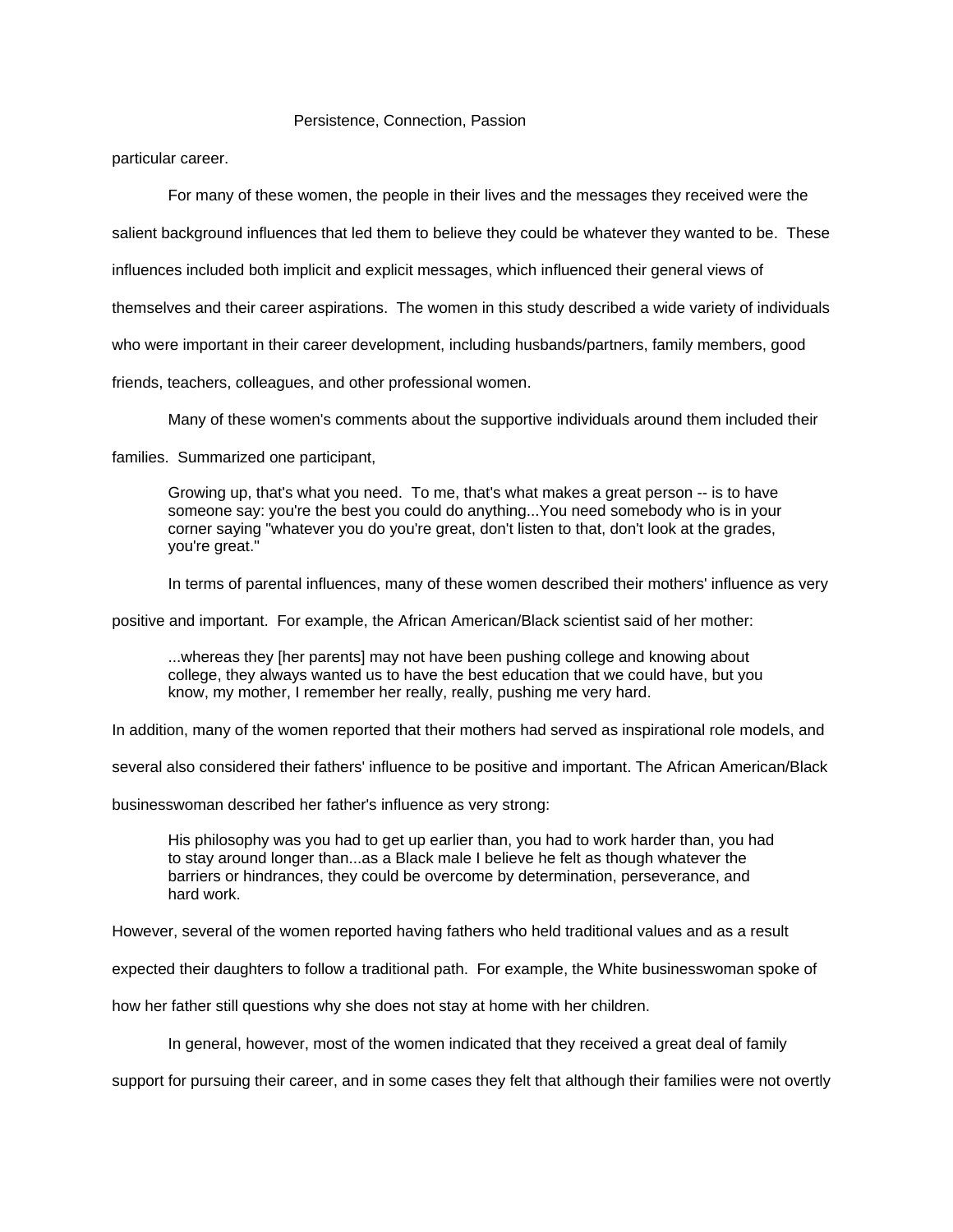particular career.

For many of these women, the people in their lives and the messages they received were the salient background influences that led them to believe they could be whatever they wanted to be. These influences included both implicit and explicit messages, which influenced their general views of themselves and their career aspirations. The women in this study described a wide variety of individuals who were important in their career development, including husbands/partners, family members, good friends, teachers, colleagues, and other professional women.

Many of these women's comments about the supportive individuals around them included their families. Summarized one participant,

> Growing up, that's what you need. To me, that's what makes a great person -- is to have someone say: you're the best you could do anything...You need somebody who is in your corner saying "whatever you do you're great, don't listen to that, don't look at the grades, you're great."

In terms of parental influences, many of these women described their mothers' influence as very positive and important. For example, the African American/Black scientist said of her mother:

> ...whereas they [her parents] may not have been pushing college and knowing about college, they always wanted us to have the best education that we could have, but you know, my mother, I remember her really, really, pushing me very hard.

In addition, many of the women reported that their mothers had served as inspirational role models, and several also considered their fathers' influence to be positive and important. The African American/Black businesswoman described her father's influence as very strong:

> His philosophy was you had to get up earlier than, you had to work harder than, you had to stay around longer than...as a Black male I believe he felt as though whatever the barriers or hindrances, they could be overcome by determination, perseverance, and hard work.

However, several of the women reported having fathers who held traditional values and as a result expected their daughters to follow a traditional path. For example, the White businesswoman spoke of how her father still questions why she does not stay at home with her children.

In general, however, most of the women indicated that they received a great deal of family support for pursuing their career, and in some cases they felt that although their families were not overtly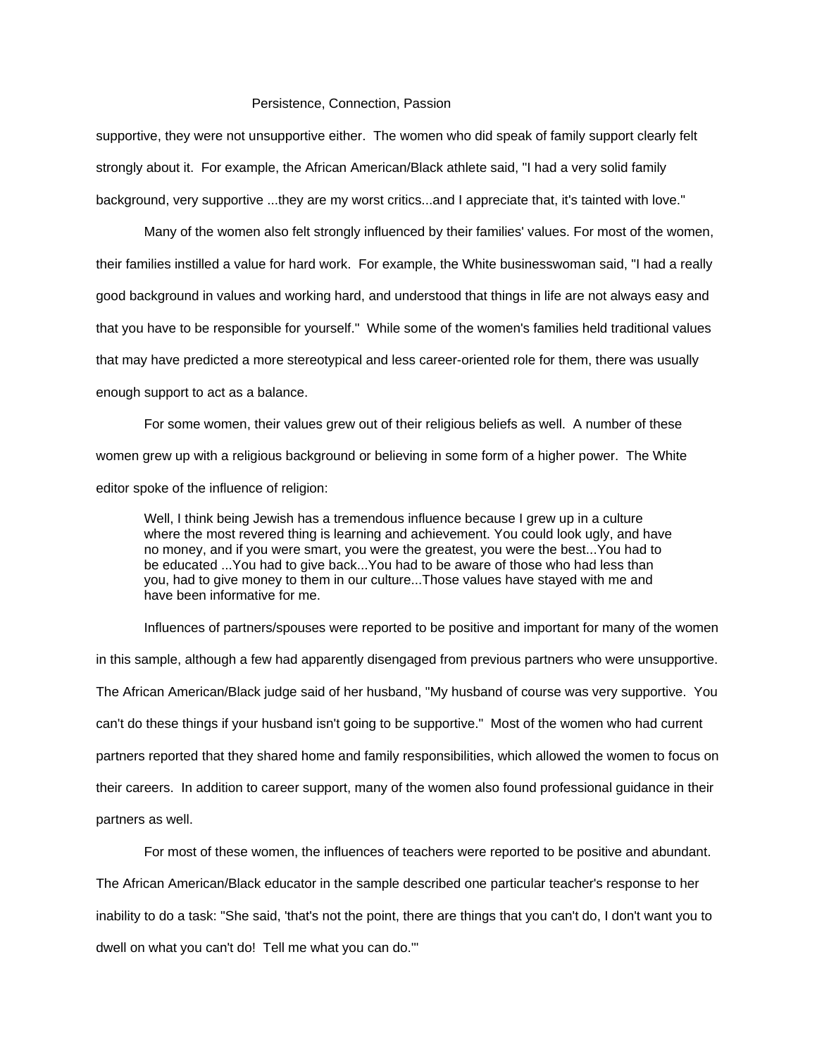supportive, they were not unsupportive either. The women who did speak of family support clearly felt strongly about it. For example, the African American/Black athlete said, "I had a very solid family background, very supportive ...they are my worst critics...and I appreciate that, it's tainted with love."

Many of the women also felt strongly influenced by their families' values. For most of the women, their families instilled a value for hard work. For example, the White businesswoman said, "I had a really good background in values and working hard, and understood that things in life are not always easy and that you have to be responsible for yourself." While some of the women's families held traditional values that may have predicted a more stereotypical and less career-oriented role for them, there was usually enough support to act as a balance.

For some women, their values grew out of their religious beliefs as well. A number of these women grew up with a religious background or believing in some form of a higher power. The White editor spoke of the influence of religion:

> Well, I think being Jewish has a tremendous influence because I grew up in a culture where the most revered thing is learning and achievement. You could look ugly, and have no money, and if you were smart, you were the greatest, you were the best...You had to be educated ...You had to give back...You had to be aware of those who had less than you, had to give money to them in our culture...Those values have stayed with me and have been informative for me.

Influences of partners/spouses were reported to be positive and important for many of the women in this sample, although a few had apparently disengaged from previous partners who were unsupportive. The African American/Black judge said of her husband, "My husband of course was very supportive. You can't do these things if your husband isn't going to be supportive." Most of the women who had current partners reported that they shared home and family responsibilities, which allowed the women to focus on their careers. In addition to career support, many of the women also found professional guidance in their partners as well.

For most of these women, the influences of teachers were reported to be positive and abundant. The African American/Black educator in the sample described one particular teacher's response to her inability to do a task: "She said, 'that's not the point, there are things that you can't do, I don't want you to dwell on what you can't do! Tell me what you can do.'"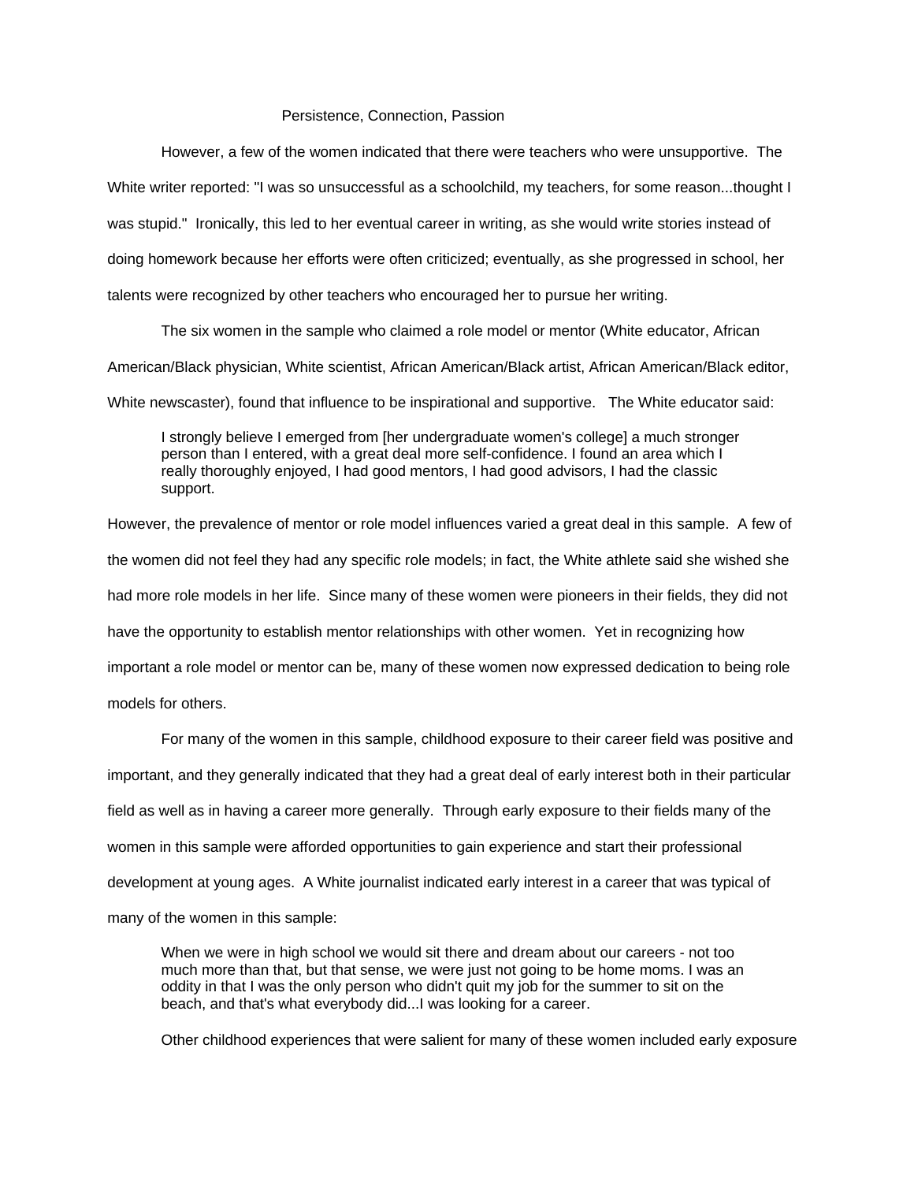However, a few of the women indicated that there were teachers who were unsupportive. The White writer reported: "I was so unsuccessful as a schoolchild, my teachers, for some reason...thought I was stupid." Ironically, this led to her eventual career in writing, as she would write stories instead of doing homework because her efforts were often criticized; eventually, as she progressed in school, her talents were recognized by other teachers who encouraged her to pursue her writing.

The six women in the sample who claimed a role model or mentor (White educator, African American/Black physician, White scientist, African American/Black artist, African American/Black editor, White newscaster), found that influence to be inspirational and supportive. The White educator said:

> I strongly believe I emerged from [her undergraduate women's college] a much stronger person than I entered, with a great deal more self-confidence. I found an area which I really thoroughly enjoyed, I had good mentors, I had good advisors, I had the classic support.

However, the prevalence of mentor or role model influences varied a great deal in this sample. A few of the women did not feel they had any specific role models; in fact, the White athlete said she wished she had more role models in her life. Since many of these women were pioneers in their fields, they did not have the opportunity to establish mentor relationships with other women. Yet in recognizing how important a role model or mentor can be, many of these women now expressed dedication to being role models for others.

For many of the women in this sample, childhood exposure to their career field was positive and important, and they generally indicated that they had a great deal of early interest both in their particular field as well as in having a career more generally. Through early exposure to their fields many of the women in this sample were afforded opportunities to gain experience and start their professional development at young ages. A White journalist indicated early interest in a career that was typical of many of the women in this sample:

> When we were in high school we would sit there and dream about our careers - not too much more than that, but that sense, we were just not going to be home moms. I was an oddity in that I was the only person who didn't quit my job for the summer to sit on the beach, and that's what everybody did...I was looking for a career.

Other childhood experiences that were salient for many of these women included early exposure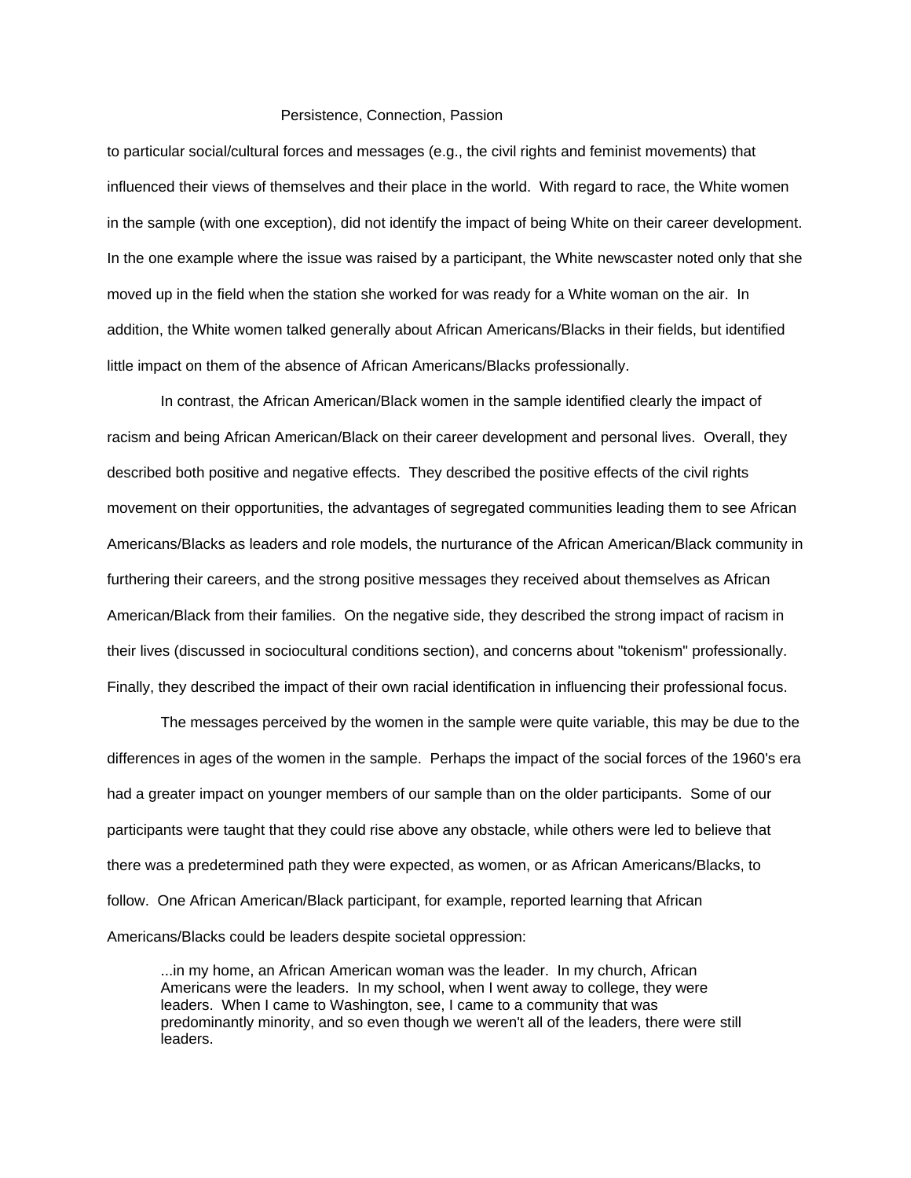to particular social/cultural forces and messages (e.g., the civil rights and feminist movements) that influenced their views of themselves and their place in the world. With regard to race, the White women in the sample (with one exception), did not identify the impact of being White on their career development. In the one example where the issue was raised by a participant, the White newscaster noted only that she moved up in the field when the station she worked for was ready for a White woman on the air. In addition, the White women talked generally about African Americans/Blacks in their fields, but identified little impact on them of the absence of African Americans/Blacks professionally.

In contrast, the African American/Black women in the sample identified clearly the impact of racism and being African American/Black on their career development and personal lives. Overall, they described both positive and negative effects. They described the positive effects of the civil rights movement on their opportunities, the advantages of segregated communities leading them to see African Americans/Blacks as leaders and role models, the nurturance of the African American/Black community in furthering their careers, and the strong positive messages they received about themselves as African American/Black from their families. On the negative side, they described the strong impact of racism in their lives (discussed in sociocultural conditions section), and concerns about "tokenism" professionally. Finally, they described the impact of their own racial identification in influencing their professional focus.

The messages perceived by the women in the sample were quite variable, this may be due to the differences in ages of the women in the sample. Perhaps the impact of the social forces of the 1960's era had a greater impact on younger members of our sample than on the older participants. Some of our participants were taught that they could rise above any obstacle, while others were led to believe that there was a predetermined path they were expected, as women, or as African Americans/Blacks, to follow. One African American/Black participant, for example, reported learning that African Americans/Blacks could be leaders despite societal oppression:

> ...in my home, an African American woman was the leader. In my church, African Americans were the leaders. In my school, when I went away to college, they were leaders. When I came to Washington, see, I came to a community that was predominantly minority, and so even though we weren't all of the leaders, there were still leaders.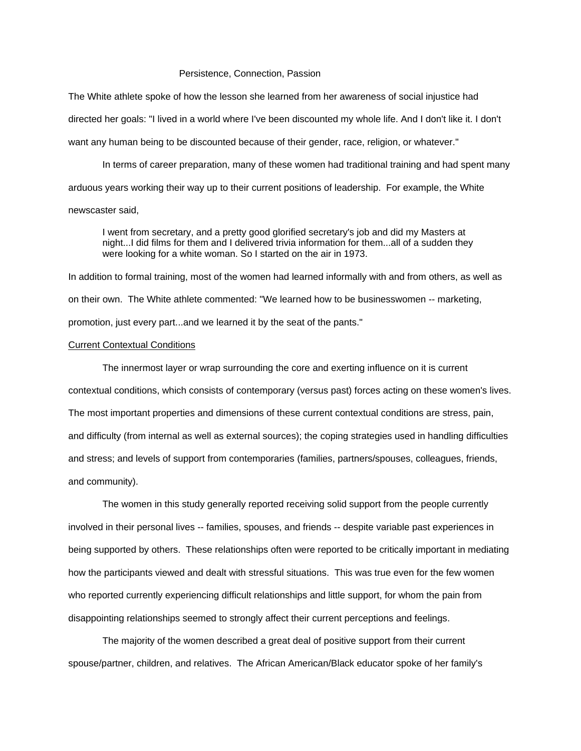The White athlete spoke of how the lesson she learned from her awareness of social injustice had directed her goals: "I lived in a world where I've been discounted my whole life. And I don't like it. I don't want any human being to be discounted because of their gender, race, religion, or whatever."

In terms of career preparation, many of these women had traditional training and had spent many arduous years working their way up to their current positions of leadership. For example, the White newscaster said,

> I went from secretary, and a pretty good glorified secretary's job and did my Masters at night...I did films for them and I delivered trivia information for them...all of a sudden they were looking for a white woman. So I started on the air in 1973.

In addition to formal training, most of the women had learned informally with and from others, as well as on their own. The White athlete commented: "We learned how to be businesswomen -- marketing, promotion, just every part...and we learned it by the seat of the pants."

### Current Contextual Conditions

The innermost layer or wrap surrounding the core and exerting influence on it is current contextual conditions, which consists of contemporary (versus past) forces acting on these women's lives. The most important properties and dimensions of these current contextual conditions are stress, pain, and difficulty (from internal as well as external sources); the coping strategies used in handling difficulties and stress; and levels of support from contemporaries (families, partners/spouses, colleagues, friends, and community).

The women in this study generally reported receiving solid support from the people currently involved in their personal lives -- families, spouses, and friends -- despite variable past experiences in being supported by others. These relationships often were reported to be critically important in mediating how the participants viewed and dealt with stressful situations. This was true even for the few women who reported currently experiencing difficult relationships and little support, for whom the pain from disappointing relationships seemed to strongly affect their current perceptions and feelings.

The majority of the women described a great deal of positive support from their current spouse/partner, children, and relatives. The African American/Black educator spoke of her family's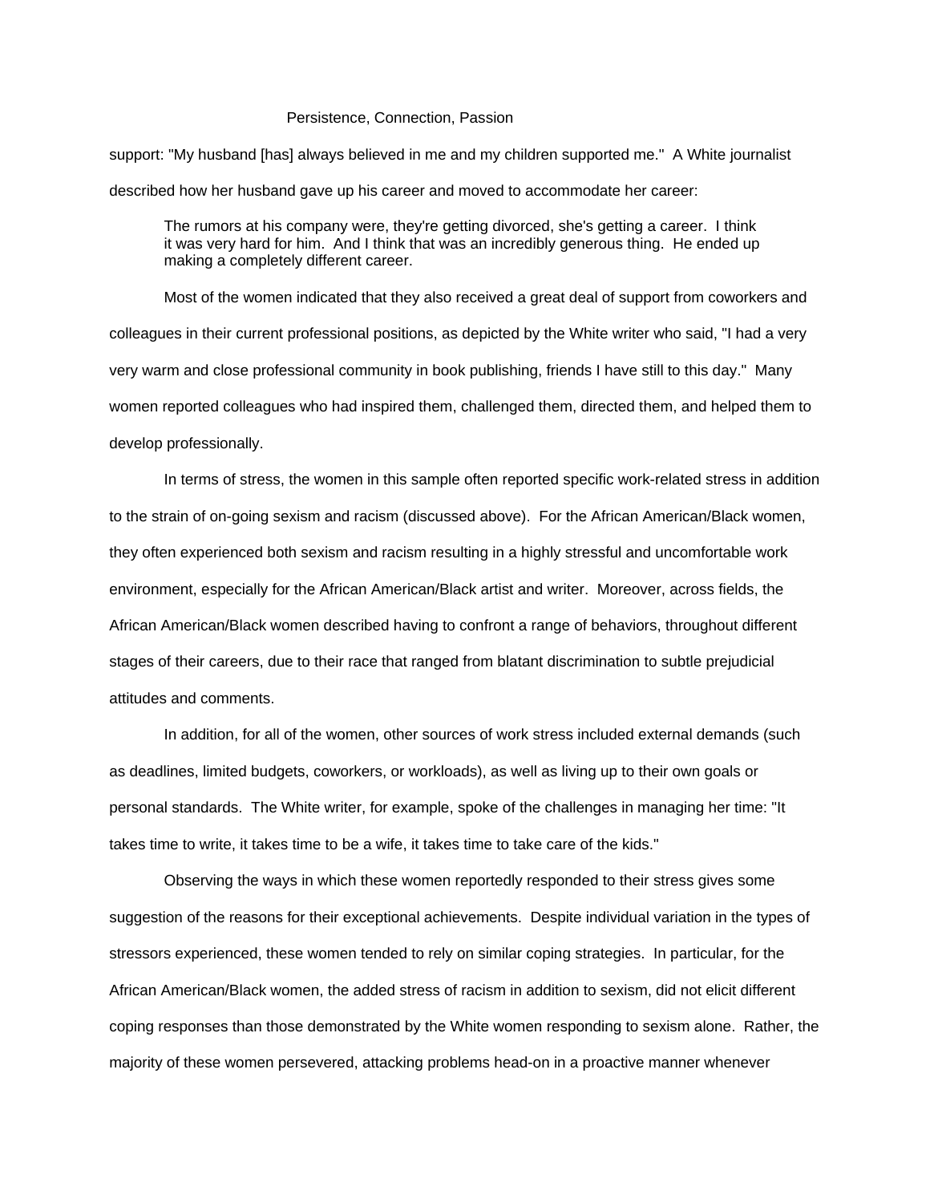support: "My husband [has] always believed in me and my children supported me." A White journalist described how her husband gave up his career and moved to accommodate her career:

> The rumors at his company were, they're getting divorced, she's getting a career. I think it was very hard for him. And I think that was an incredibly generous thing. He ended up making a completely different career.

Most of the women indicated that they also received a great deal of support from coworkers and colleagues in their current professional positions, as depicted by the White writer who said, "I had a very very warm and close professional community in book publishing, friends I have still to this day." Many women reported colleagues who had inspired them, challenged them, directed them, and helped them to develop professionally.

In terms of stress, the women in this sample often reported specific work-related stress in addition to the strain of on-going sexism and racism (discussed above). For the African American/Black women, they often experienced both sexism and racism resulting in a highly stressful and uncomfortable work environment, especially for the African American/Black artist and writer. Moreover, across fields, the African American/Black women described having to confront a range of behaviors, throughout different stages of their careers, due to their race that ranged from blatant discrimination to subtle prejudicial attitudes and comments.

In addition, for all of the women, other sources of work stress included external demands (such as deadlines, limited budgets, coworkers, or workloads), as well as living up to their own goals or personal standards. The White writer, for example, spoke of the challenges in managing her time: "It takes time to write, it takes time to be a wife, it takes time to take care of the kids."

Observing the ways in which these women reportedly responded to their stress gives some suggestion of the reasons for their exceptional achievements. Despite individual variation in the types of stressors experienced, these women tended to rely on similar coping strategies. In particular, for the African American/Black women, the added stress of racism in addition to sexism, did not elicit different coping responses than those demonstrated by the White women responding to sexism alone. Rather, the majority of these women persevered, attacking problems head-on in a proactive manner whenever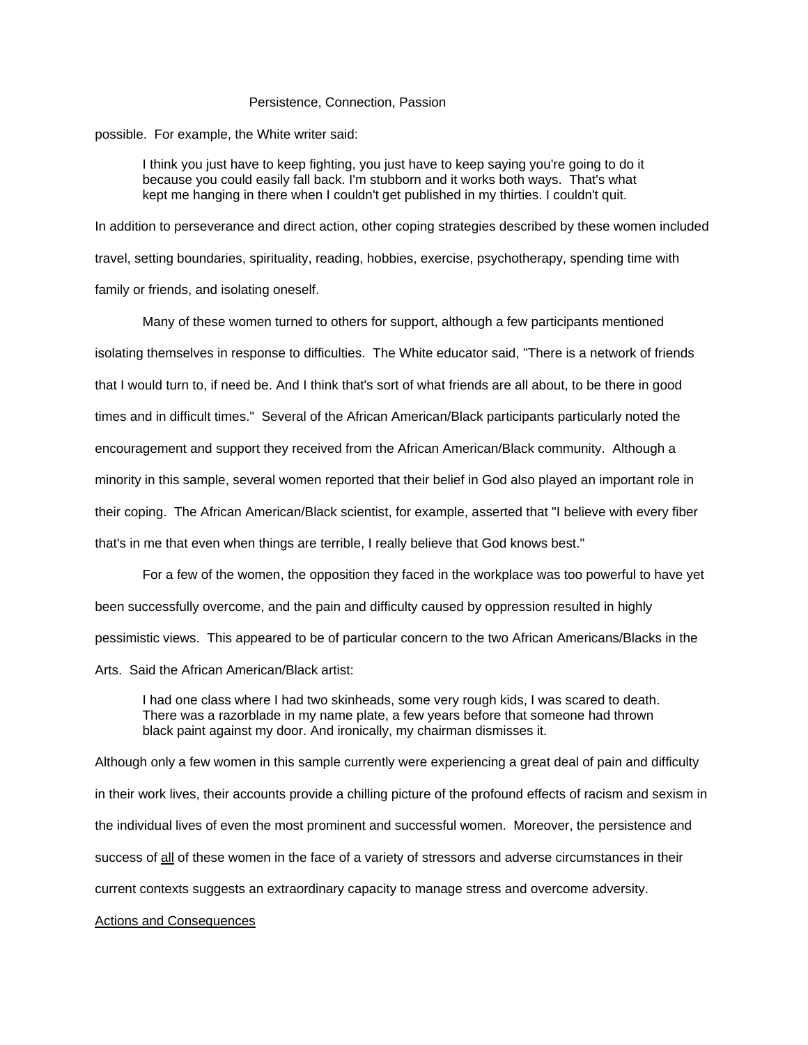possible. For example, the White writer said:

> I think you just have to keep fighting, you just have to keep saying you're going to do it because you could easily fall back. I'm stubborn and it works both ways. That's what kept me hanging in there when I couldn't get published in my thirties. I couldn't quit.

In addition to perseverance and direct action, other coping strategies described by these women included travel, setting boundaries, spirituality, reading, hobbies, exercise, psychotherapy, spending time with family or friends, and isolating oneself.

Many of these women turned to others for support, although a few participants mentioned isolating themselves in response to difficulties. The White educator said, "There is a network of friends that I would turn to, if need be. And I think that's sort of what friends are all about, to be there in good times and in difficult times." Several of the African American/Black participants particularly noted the encouragement and support they received from the African American/Black community. Although a minority in this sample, several women reported that their belief in God also played an important role in their coping. The African American/Black scientist, for example, asserted that "I believe with every fiber that's in me that even when things are terrible, I really believe that God knows best."

For a few of the women, the opposition they faced in the workplace was too powerful to have yet been successfully overcome, and the pain and difficulty caused by oppression resulted in highly pessimistic views. This appeared to be of particular concern to the two African Americans/Blacks in the Arts. Said the African American/Black artist:

> I had one class where I had two skinheads, some very rough kids, I was scared to death. There was a razorblade in my name plate, a few years before that someone had thrown black paint against my door. And ironically, my chairman dismisses it.

Although only a few women in this sample currently were experiencing a great deal of pain and difficulty in their work lives, their accounts provide a chilling picture of the profound effects of racism and sexism in the individual lives of even the most prominent and successful women. Moreover, the persistence and success of <u>all</u> of these women in the face of a variety of stressors and adverse circumstances in their current contexts suggests an extraordinary capacity to manage stress and overcome adversity.

<u>Actions and Consequences</u>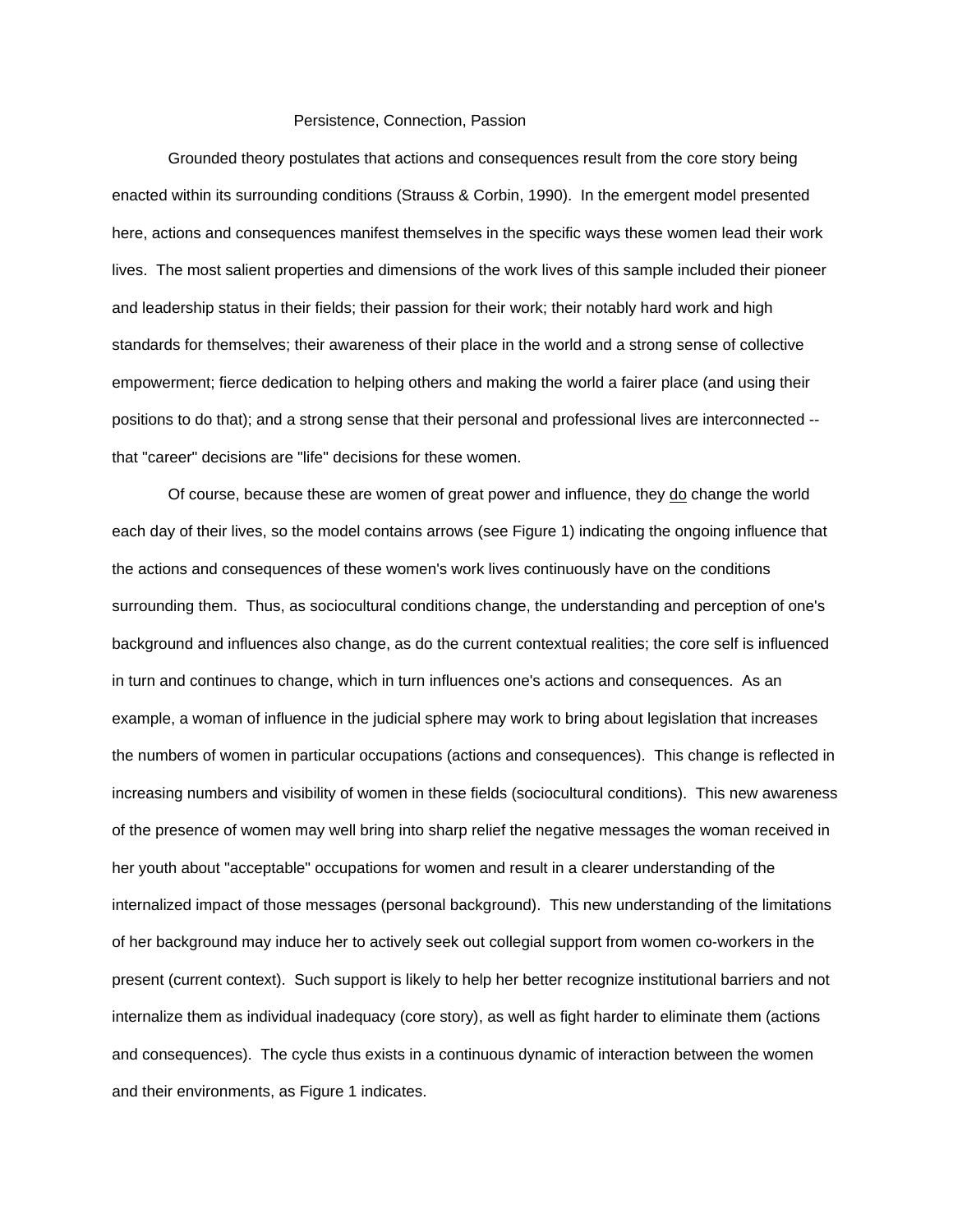## Persistence, Connection, Passion

Grounded theory postulates that actions and consequences result from the core story being enacted within its surrounding conditions (Strauss & Corbin, 1990). In the emergent model presented here, actions and consequences manifest themselves in the specific ways these women lead their work lives. The most salient properties and dimensions of the work lives of this sample included their pioneer and leadership status in their fields; their passion for their work; their notably hard work and high standards for themselves; their awareness of their place in the world and a strong sense of collective empowerment; fierce dedication to helping others and making the world a fairer place (and using their positions to do that); and a strong sense that their personal and professional lives are interconnected -- that "career" decisions are "life" decisions for these women.

Of course, because these are women of great power and influence, they <u>do</u> change the world each day of their lives, so the model contains arrows (see Figure 1) indicating the ongoing influence that the actions and consequences of these women's work lives continuously have on the conditions surrounding them. Thus, as sociocultural conditions change, the understanding and perception of one's background and influences also change, as do the current contextual realities; the core self is influenced in turn and continues to change, which in turn influences one's actions and consequences. As an example, a woman of influence in the judicial sphere may work to bring about legislation that increases the numbers of women in particular occupations (actions and consequences). This change is reflected in increasing numbers and visibility of women in these fields (sociocultural conditions). This new awareness of the presence of women may well bring into sharp relief the negative messages the woman received in her youth about "acceptable" occupations for women and result in a clearer understanding of the internalized impact of those messages (personal background). This new understanding of the limitations of her background may induce her to actively seek out collegial support from women co-workers in the present (current context). Such support is likely to help her better recognize institutional barriers and not internalize them as individual inadequacy (core story), as well as fight harder to eliminate them (actions and consequences). The cycle thus exists in a continuous dynamic of interaction between the women and their environments, as Figure 1 indicates.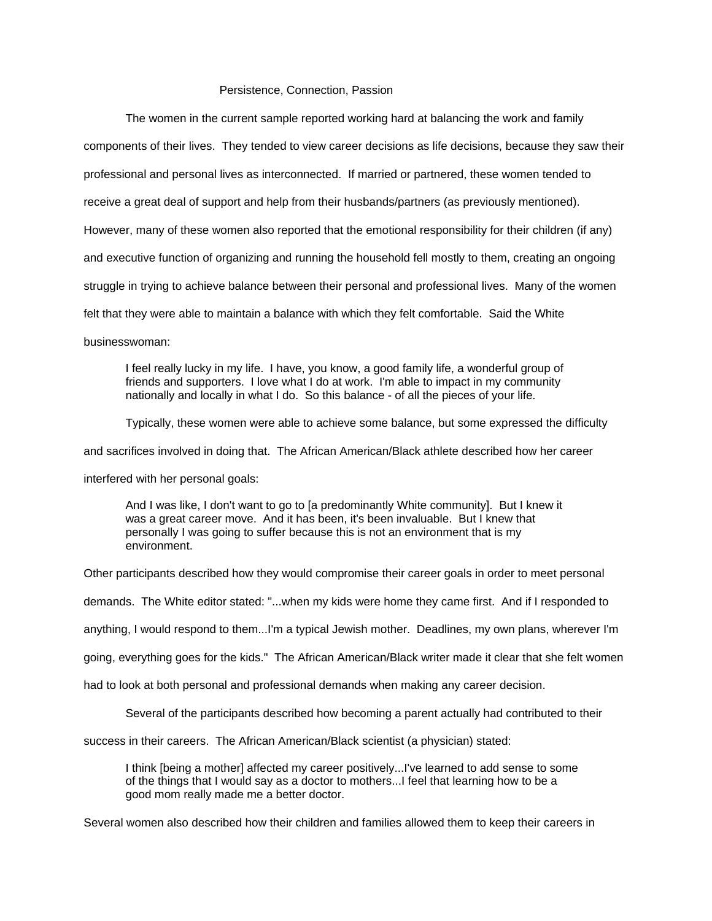## Persistence, Connection, Passion

The women in the current sample reported working hard at balancing the work and family components of their lives. They tended to view career decisions as life decisions, because they saw their professional and personal lives as interconnected. If married or partnered, these women tended to receive a great deal of support and help from their husbands/partners (as previously mentioned). However, many of these women also reported that the emotional responsibility for their children (if any) and executive function of organizing and running the household fell mostly to them, creating an ongoing struggle in trying to achieve balance between their personal and professional lives. Many of the women felt that they were able to maintain a balance with which they felt comfortable. Said the White businesswoman:

> I feel really lucky in my life. I have, you know, a good family life, a wonderful group of friends and supporters. I love what I do at work. I'm able to impact in my community nationally and locally in what I do. So this balance - of all the pieces of your life.

Typically, these women were able to achieve some balance, but some expressed the difficulty and sacrifices involved in doing that. The African American/Black athlete described how her career interfered with her personal goals:

> And I was like, I don't want to go to [a predominantly White community]. But I knew it was a great career move. And it has been, it's been invaluable. But I knew that personally I was going to suffer because this is not an environment that is my environment.

Other participants described how they would compromise their career goals in order to meet personal demands. The White editor stated: "...when my kids were home they came first. And if I responded to anything, I would respond to them...I'm a typical Jewish mother. Deadlines, my own plans, wherever I'm going, everything goes for the kids." The African American/Black writer made it clear that she felt women had to look at both personal and professional demands when making any career decision.

Several of the participants described how becoming a parent actually had contributed to their success in their careers. The African American/Black scientist (a physician) stated:

> I think [being a mother] affected my career positively...I've learned to add sense to some of the things that I would say as a doctor to mothers...I feel that learning how to be a good mom really made me a better doctor.

Several women also described how their children and families allowed them to keep their careers in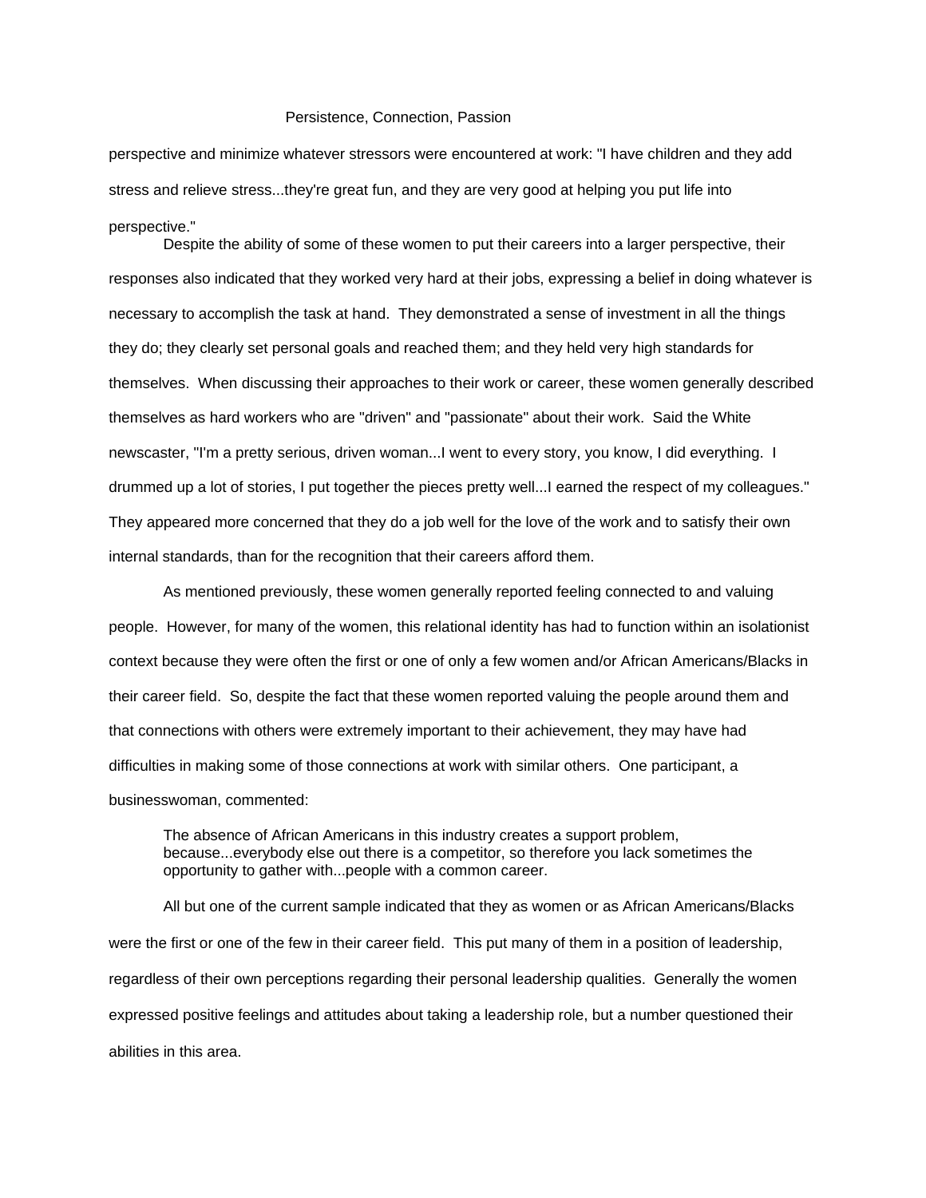perspective and minimize whatever stressors were encountered at work: "I have children and they add stress and relieve stress...they're great fun, and they are very good at helping you put life into perspective."

Despite the ability of some of these women to put their careers into a larger perspective, their responses also indicated that they worked very hard at their jobs, expressing a belief in doing whatever is necessary to accomplish the task at hand. They demonstrated a sense of investment in all the things they do; they clearly set personal goals and reached them; and they held very high standards for themselves. When discussing their approaches to their work or career, these women generally described themselves as hard workers who are "driven" and "passionate" about their work. Said the White newscaster, "I'm a pretty serious, driven woman...I went to every story, you know, I did everything. I drummed up a lot of stories, I put together the pieces pretty well...I earned the respect of my colleagues." They appeared more concerned that they do a job well for the love of the work and to satisfy their own internal standards, than for the recognition that their careers afford them.

As mentioned previously, these women generally reported feeling connected to and valuing people. However, for many of the women, this relational identity has had to function within an isolationist context because they were often the first or one of only a few women and/or African Americans/Blacks in their career field. So, despite the fact that these women reported valuing the people around them and that connections with others were extremely important to their achievement, they may have had difficulties in making some of those connections at work with similar others. One participant, a businesswoman, commented:

> The absence of African Americans in this industry creates a support problem, because...everybody else out there is a competitor, so therefore you lack sometimes the opportunity to gather with...people with a common career.

All but one of the current sample indicated that they as women or as African Americans/Blacks were the first or one of the few in their career field. This put many of them in a position of leadership, regardless of their own perceptions regarding their personal leadership qualities. Generally the women expressed positive feelings and attitudes about taking a leadership role, but a number questioned their abilities in this area.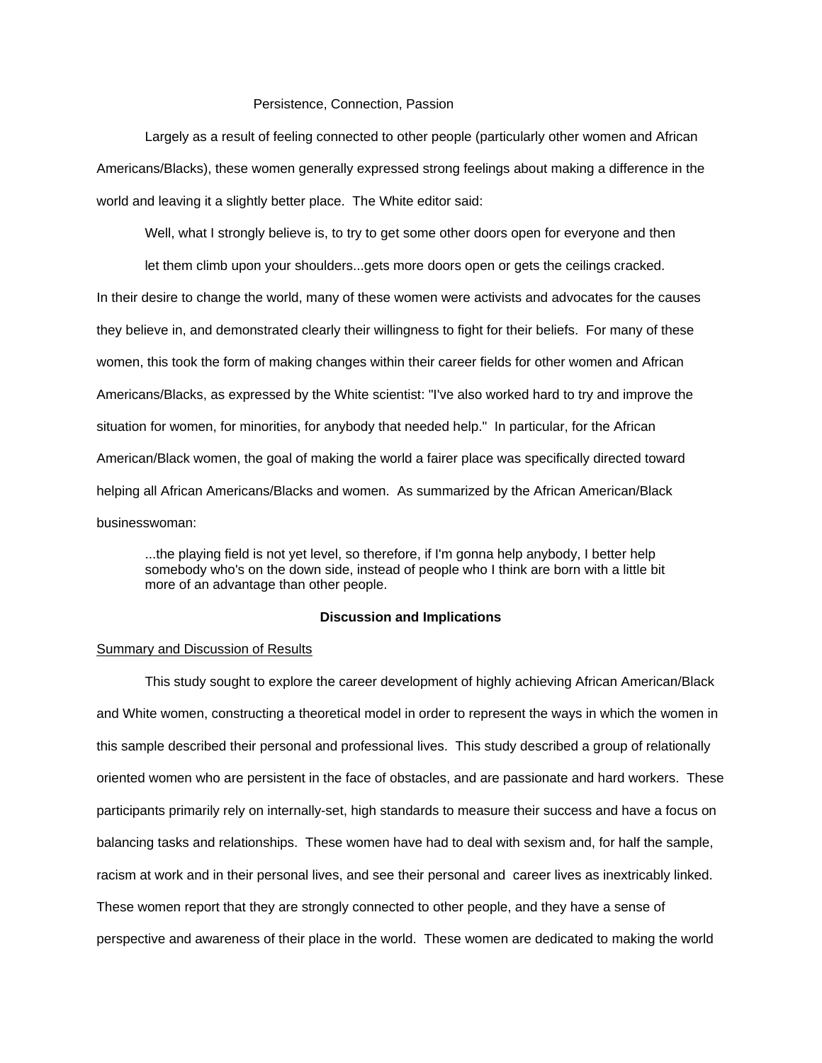Persistence, Connection, Passion

Largely as a result of feeling connected to other people (particularly other women and African Americans/Blacks), these women generally expressed strong feelings about making a difference in the world and leaving it a slightly better place. The White editor said:

> Well, what I strongly believe is, to try to get some other doors open for everyone and then let them climb upon your shoulders...gets more doors open or gets the ceilings cracked.

In their desire to change the world, many of these women were activists and advocates for the causes they believe in, and demonstrated clearly their willingness to fight for their beliefs. For many of these women, this took the form of making changes within their career fields for other women and African Americans/Blacks, as expressed by the White scientist: "I've also worked hard to try and improve the situation for women, for minorities, for anybody that needed help." In particular, for the African American/Black women, the goal of making the world a fairer place was specifically directed toward helping all African Americans/Blacks and women. As summarized by the African American/Black businesswoman:

> ...the playing field is not yet level, so therefore, if I'm gonna help anybody, I better help somebody who's on the down side, instead of people who I think are born with a little bit more of an advantage than other people.

## Discussion and Implications

### Summary and Discussion of Results

This study sought to explore the career development of highly achieving African American/Black and White women, constructing a theoretical model in order to represent the ways in which the women in this sample described their personal and professional lives. This study described a group of relationally oriented women who are persistent in the face of obstacles, and are passionate and hard workers. These participants primarily rely on internally-set, high standards to measure their success and have a focus on balancing tasks and relationships. These women have had to deal with sexism and, for half the sample, racism at work and in their personal lives, and see their personal and career lives as inextricably linked. These women report that they are strongly connected to other people, and they have a sense of perspective and awareness of their place in the world. These women are dedicated to making the world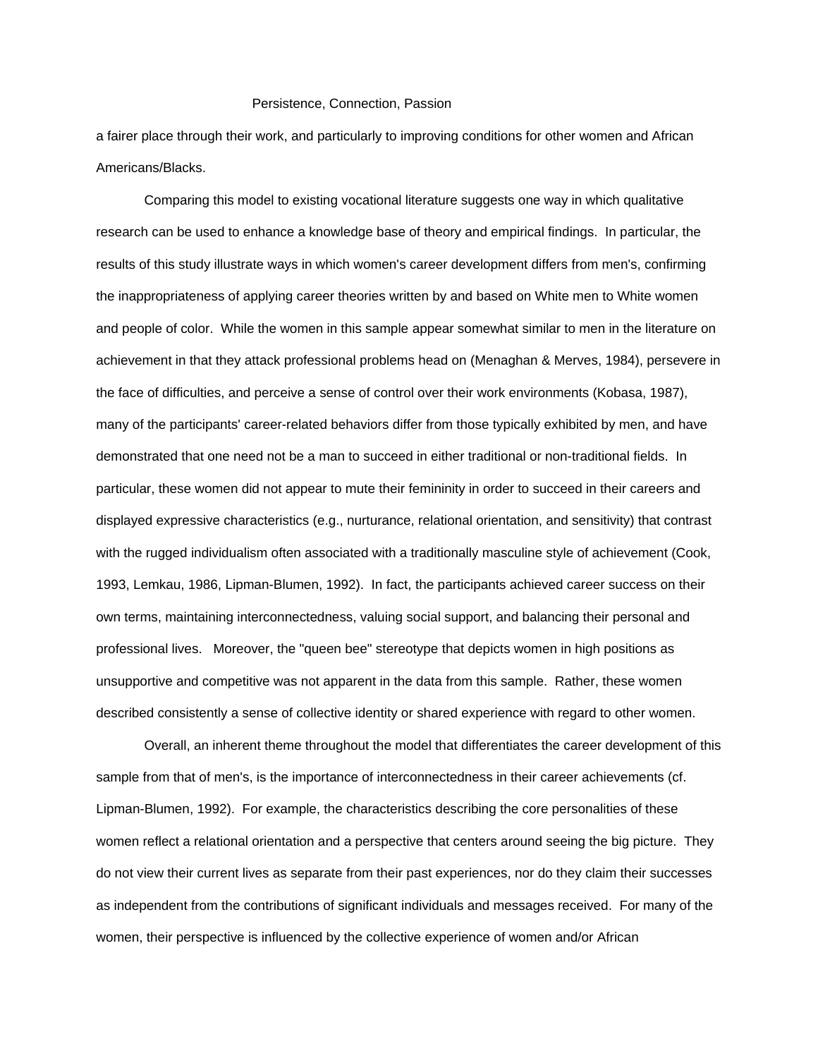a fairer place through their work, and particularly to improving conditions for other women and African Americans/Blacks.

Comparing this model to existing vocational literature suggests one way in which qualitative research can be used to enhance a knowledge base of theory and empirical findings. In particular, the results of this study illustrate ways in which women's career development differs from men's, confirming the inappropriateness of applying career theories written by and based on White men to White women and people of color. While the women in this sample appear somewhat similar to men in the literature on achievement in that they attack professional problems head on (Menaghan & Merves, 1984), persevere in the face of difficulties, and perceive a sense of control over their work environments (Kobasa, 1987), many of the participants' career-related behaviors differ from those typically exhibited by men, and have demonstrated that one need not be a man to succeed in either traditional or non-traditional fields. In particular, these women did not appear to mute their femininity in order to succeed in their careers and displayed expressive characteristics (e.g., nurturance, relational orientation, and sensitivity) that contrast with the rugged individualism often associated with a traditionally masculine style of achievement (Cook, 1993, Lemkau, 1986, Lipman-Blumen, 1992). In fact, the participants achieved career success on their own terms, maintaining interconnectedness, valuing social support, and balancing their personal and professional lives. Moreover, the "queen bee" stereotype that depicts women in high positions as unsupportive and competitive was not apparent in the data from this sample. Rather, these women described consistently a sense of collective identity or shared experience with regard to other women.

Overall, an inherent theme throughout the model that differentiates the career development of this sample from that of men's, is the importance of interconnectedness in their career achievements (cf. Lipman-Blumen, 1992). For example, the characteristics describing the core personalities of these women reflect a relational orientation and a perspective that centers around seeing the big picture. They do not view their current lives as separate from their past experiences, nor do they claim their successes as independent from the contributions of significant individuals and messages received. For many of the women, their perspective is influenced by the collective experience of women and/or African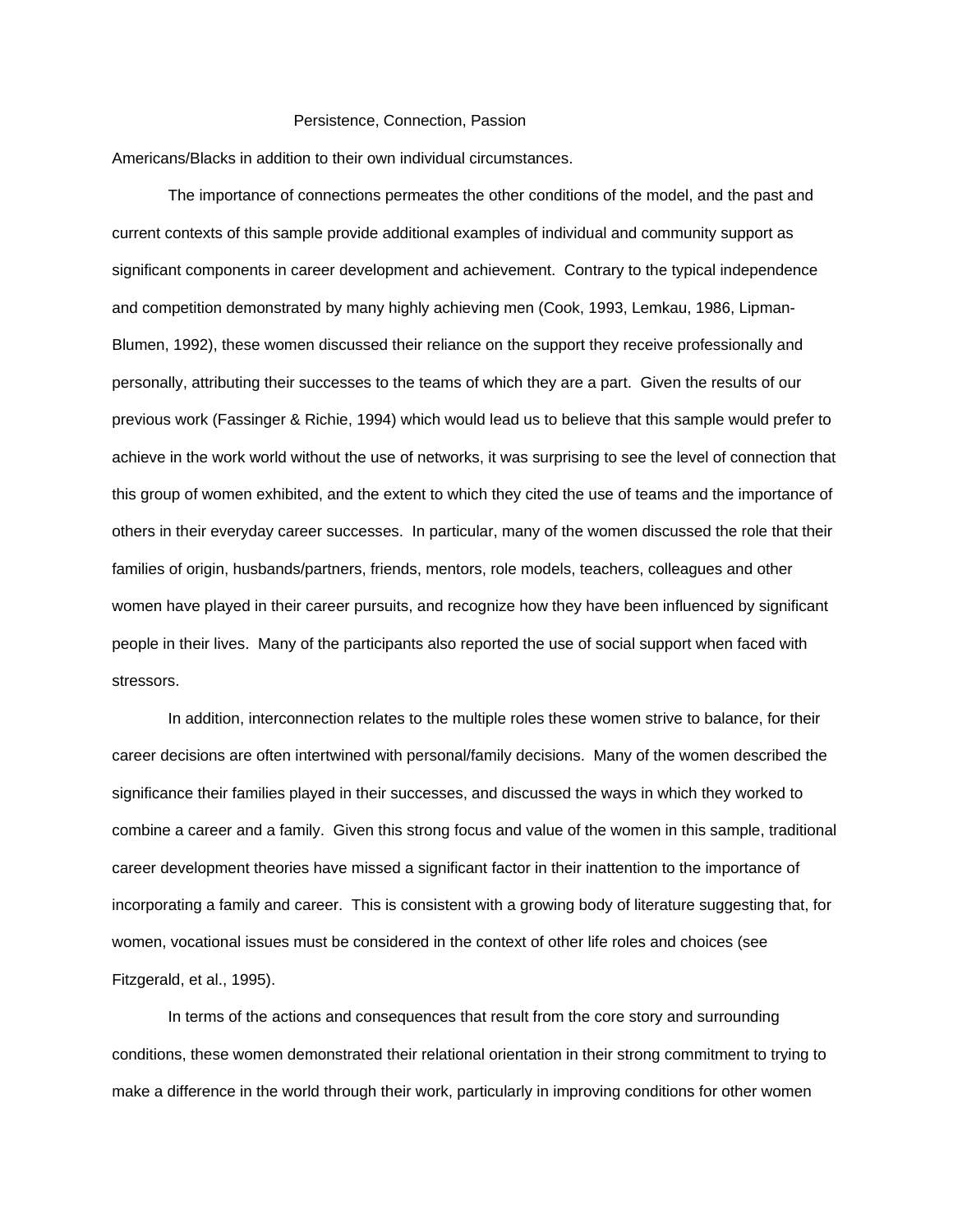Americans/Blacks in addition to their own individual circumstances.

The importance of connections permeates the other conditions of the model, and the past and current contexts of this sample provide additional examples of individual and community support as significant components in career development and achievement. Contrary to the typical independence and competition demonstrated by many highly achieving men (Cook, 1993, Lemkau, 1986, Lipman-Blumen, 1992), these women discussed their reliance on the support they receive professionally and personally, attributing their successes to the teams of which they are a part. Given the results of our previous work (Fassinger & Richie, 1994) which would lead us to believe that this sample would prefer to achieve in the work world without the use of networks, it was surprising to see the level of connection that this group of women exhibited, and the extent to which they cited the use of teams and the importance of others in their everyday career successes. In particular, many of the women discussed the role that their families of origin, husbands/partners, friends, mentors, role models, teachers, colleagues and other women have played in their career pursuits, and recognize how they have been influenced by significant people in their lives. Many of the participants also reported the use of social support when faced with stressors.

In addition, interconnection relates to the multiple roles these women strive to balance, for their career decisions are often intertwined with personal/family decisions. Many of the women described the significance their families played in their successes, and discussed the ways in which they worked to combine a career and a family. Given this strong focus and value of the women in this sample, traditional career development theories have missed a significant factor in their inattention to the importance of incorporating a family and career. This is consistent with a growing body of literature suggesting that, for women, vocational issues must be considered in the context of other life roles and choices (see Fitzgerald, et al., 1995).

In terms of the actions and consequences that result from the core story and surrounding conditions, these women demonstrated their relational orientation in their strong commitment to trying to make a difference in the world through their work, particularly in improving conditions for other women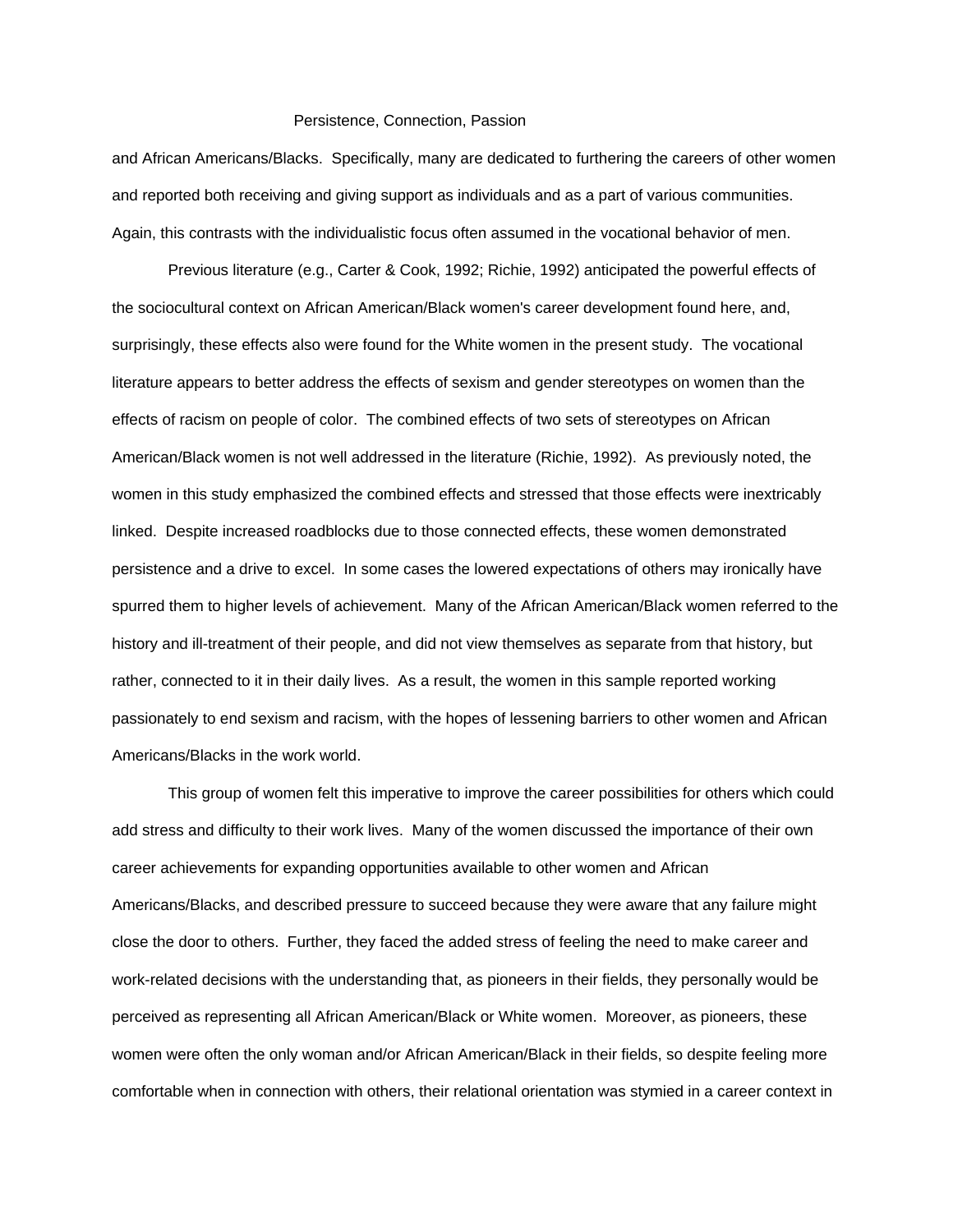and African Americans/Blacks. Specifically, many are dedicated to furthering the careers of other women and reported both receiving and giving support as individuals and as a part of various communities. Again, this contrasts with the individualistic focus often assumed in the vocational behavior of men.

Previous literature (e.g., Carter & Cook, 1992; Richie, 1992) anticipated the powerful effects of the sociocultural context on African American/Black women's career development found here, and, surprisingly, these effects also were found for the White women in the present study. The vocational literature appears to better address the effects of sexism and gender stereotypes on women than the effects of racism on people of color. The combined effects of two sets of stereotypes on African American/Black women is not well addressed in the literature (Richie, 1992). As previously noted, the women in this study emphasized the combined effects and stressed that those effects were inextricably linked. Despite increased roadblocks due to those connected effects, these women demonstrated persistence and a drive to excel. In some cases the lowered expectations of others may ironically have spurred them to higher levels of achievement. Many of the African American/Black women referred to the history and ill-treatment of their people, and did not view themselves as separate from that history, but rather, connected to it in their daily lives. As a result, the women in this sample reported working passionately to end sexism and racism, with the hopes of lessening barriers to other women and African Americans/Blacks in the work world.

This group of women felt this imperative to improve the career possibilities for others which could add stress and difficulty to their work lives. Many of the women discussed the importance of their own career achievements for expanding opportunities available to other women and African Americans/Blacks, and described pressure to succeed because they were aware that any failure might close the door to others. Further, they faced the added stress of feeling the need to make career and work-related decisions with the understanding that, as pioneers in their fields, they personally would be perceived as representing all African American/Black or White women. Moreover, as pioneers, these women were often the only woman and/or African American/Black in their fields, so despite feeling more comfortable when in connection with others, their relational orientation was stymied in a career context in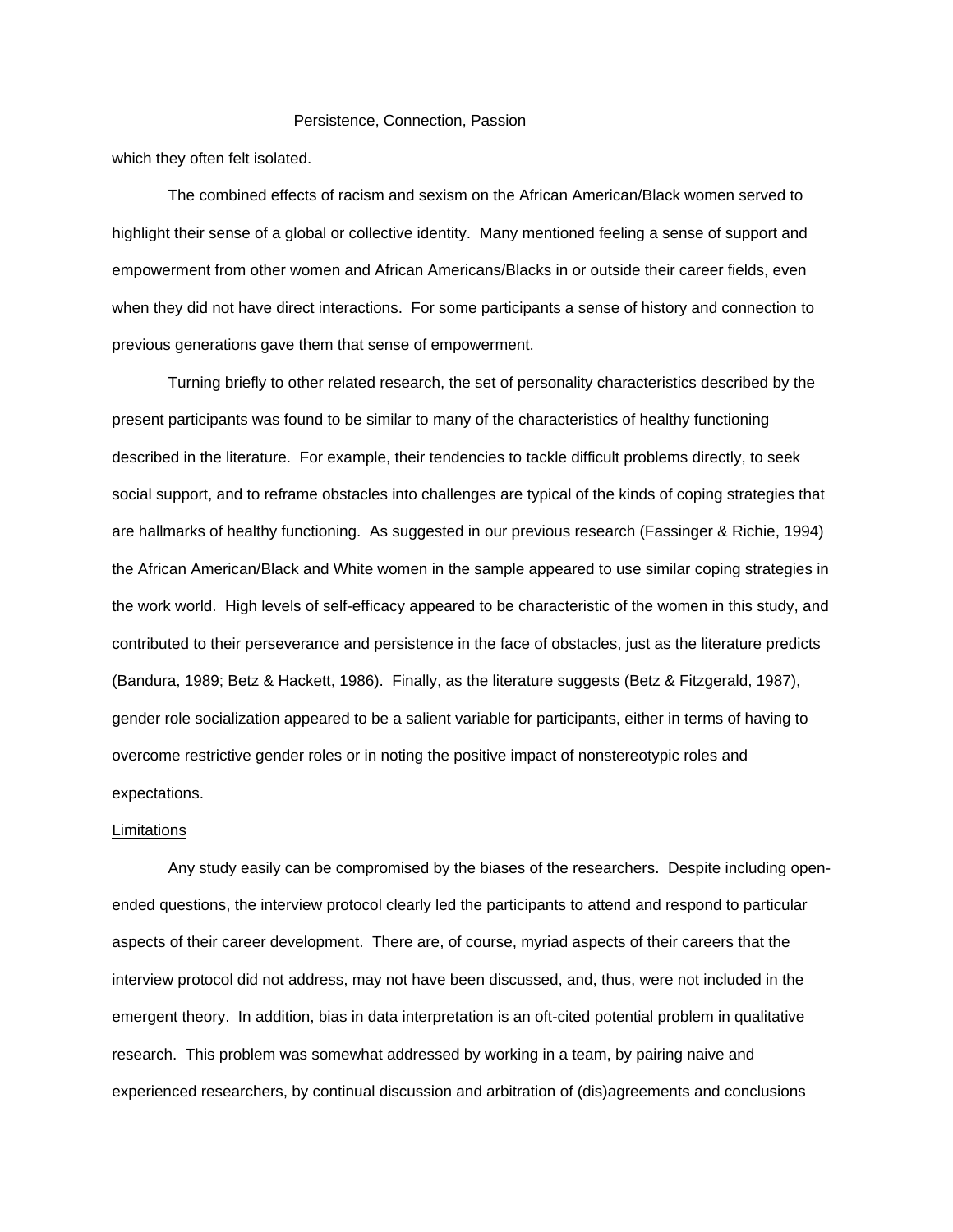which they often felt isolated.

The combined effects of racism and sexism on the African American/Black women served to highlight their sense of a global or collective identity. Many mentioned feeling a sense of support and empowerment from other women and African Americans/Blacks in or outside their career fields, even when they did not have direct interactions. For some participants a sense of history and connection to previous generations gave them that sense of empowerment.

Turning briefly to other related research, the set of personality characteristics described by the present participants was found to be similar to many of the characteristics of healthy functioning described in the literature. For example, their tendencies to tackle difficult problems directly, to seek social support, and to reframe obstacles into challenges are typical of the kinds of coping strategies that are hallmarks of healthy functioning. As suggested in our previous research (Fassinger & Richie, 1994) the African American/Black and White women in the sample appeared to use similar coping strategies in the work world. High levels of self-efficacy appeared to be characteristic of the women in this study, and contributed to their perseverance and persistence in the face of obstacles, just as the literature predicts (Bandura, 1989; Betz & Hackett, 1986). Finally, as the literature suggests (Betz & Fitzgerald, 1987), gender role socialization appeared to be a salient variable for participants, either in terms of having to overcome restrictive gender roles or in noting the positive impact of nonstereotypic roles and expectations.

## Limitations

Any study easily can be compromised by the biases of the researchers. Despite including open-ended questions, the interview protocol clearly led the participants to attend and respond to particular aspects of their career development. There are, of course, myriad aspects of their careers that the interview protocol did not address, may not have been discussed, and, thus, were not included in the emergent theory. In addition, bias in data interpretation is an oft-cited potential problem in qualitative research. This problem was somewhat addressed by working in a team, by pairing naive and experienced researchers, by continual discussion and arbitration of (dis)agreements and conclusions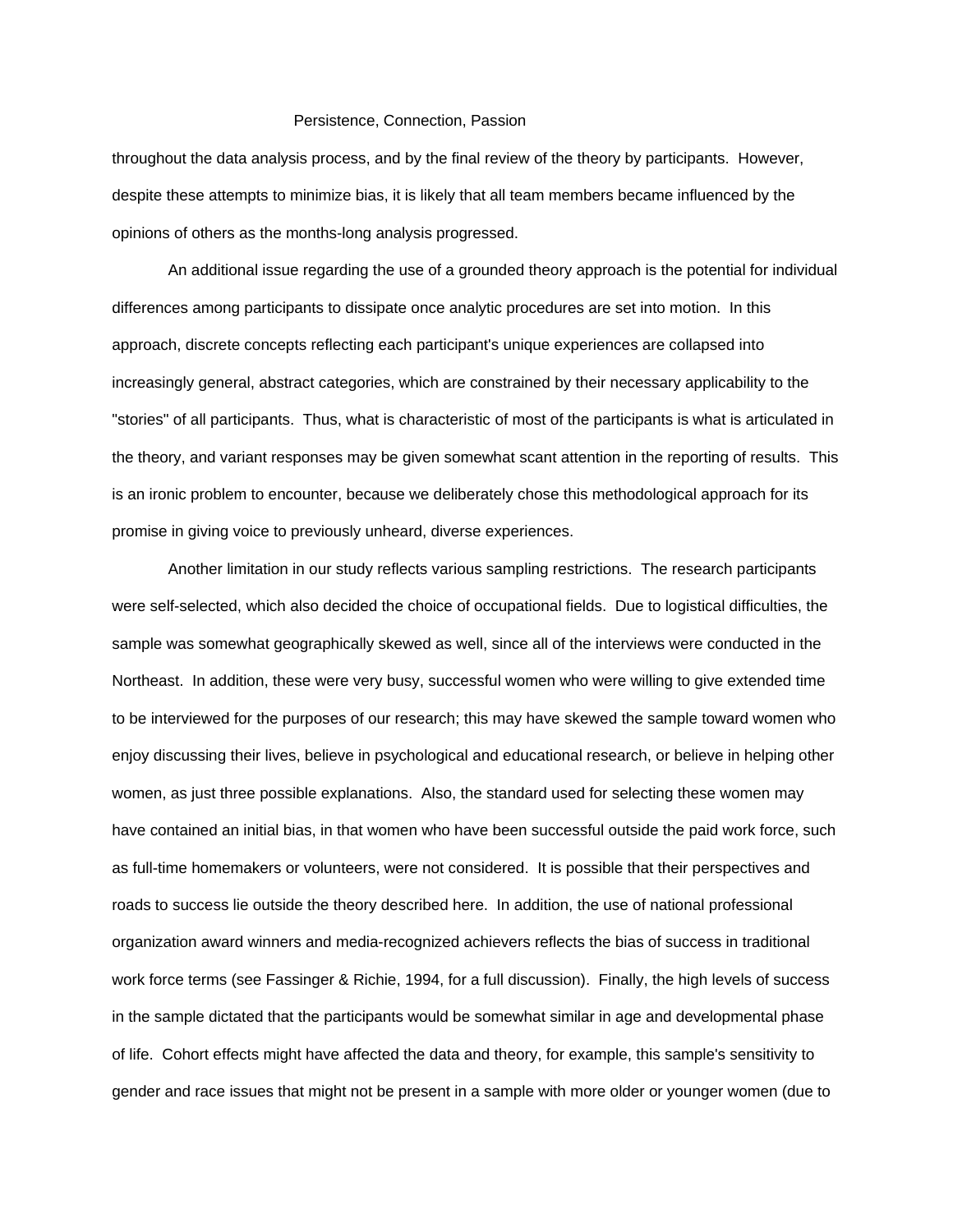throughout the data analysis process, and by the final review of the theory by participants. However, despite these attempts to minimize bias, it is likely that all team members became influenced by the opinions of others as the months-long analysis progressed.

An additional issue regarding the use of a grounded theory approach is the potential for individual differences among participants to dissipate once analytic procedures are set into motion. In this approach, discrete concepts reflecting each participant's unique experiences are collapsed into increasingly general, abstract categories, which are constrained by their necessary applicability to the "stories" of all participants. Thus, what is characteristic of most of the participants is what is articulated in the theory, and variant responses may be given somewhat scant attention in the reporting of results. This is an ironic problem to encounter, because we deliberately chose this methodological approach for its promise in giving voice to previously unheard, diverse experiences.

Another limitation in our study reflects various sampling restrictions. The research participants were self-selected, which also decided the choice of occupational fields. Due to logistical difficulties, the sample was somewhat geographically skewed as well, since all of the interviews were conducted in the Northeast. In addition, these were very busy, successful women who were willing to give extended time to be interviewed for the purposes of our research; this may have skewed the sample toward women who enjoy discussing their lives, believe in psychological and educational research, or believe in helping other women, as just three possible explanations. Also, the standard used for selecting these women may have contained an initial bias, in that women who have been successful outside the paid work force, such as full-time homemakers or volunteers, were not considered. It is possible that their perspectives and roads to success lie outside the theory described here. In addition, the use of national professional organization award winners and media-recognized achievers reflects the bias of success in traditional work force terms (see Fassinger & Richie, 1994, for a full discussion). Finally, the high levels of success in the sample dictated that the participants would be somewhat similar in age and developmental phase of life. Cohort effects might have affected the data and theory, for example, this sample's sensitivity to gender and race issues that might not be present in a sample with more older or younger women (due to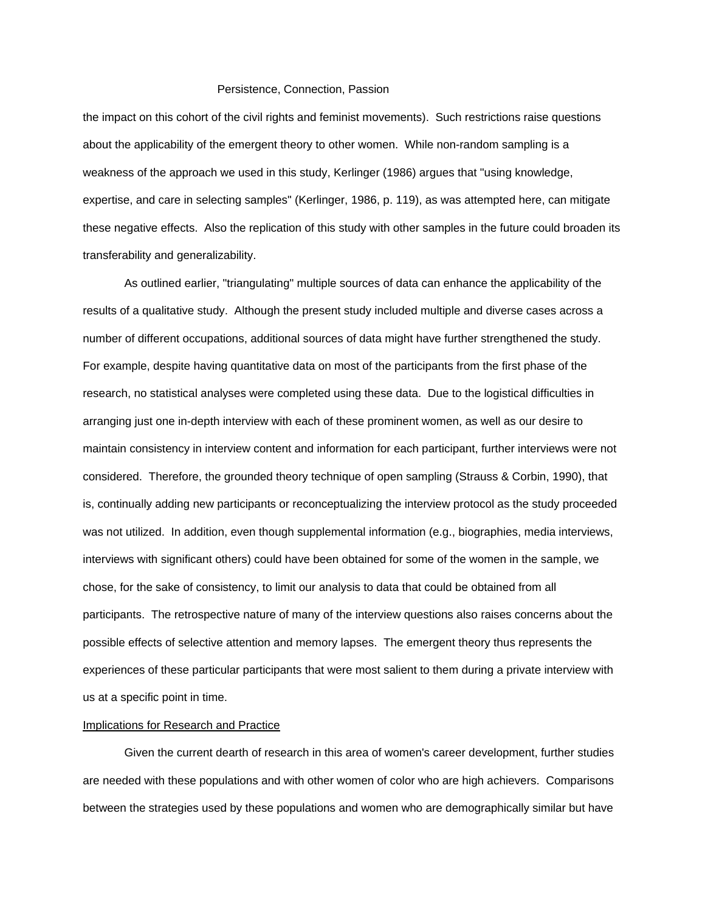the impact on this cohort of the civil rights and feminist movements). Such restrictions raise questions about the applicability of the emergent theory to other women. While non-random sampling is a weakness of the approach we used in this study, Kerlinger (1986) argues that "using knowledge, expertise, and care in selecting samples" (Kerlinger, 1986, p. 119), as was attempted here, can mitigate these negative effects. Also the replication of this study with other samples in the future could broaden its transferability and generalizability.

As outlined earlier, "triangulating" multiple sources of data can enhance the applicability of the results of a qualitative study. Although the present study included multiple and diverse cases across a number of different occupations, additional sources of data might have further strengthened the study. For example, despite having quantitative data on most of the participants from the first phase of the research, no statistical analyses were completed using these data. Due to the logistical difficulties in arranging just one in-depth interview with each of these prominent women, as well as our desire to maintain consistency in interview content and information for each participant, further interviews were not considered. Therefore, the grounded theory technique of open sampling (Strauss & Corbin, 1990), that is, continually adding new participants or reconceptualizing the interview protocol as the study proceeded was not utilized. In addition, even though supplemental information (e.g., biographies, media interviews, interviews with significant others) could have been obtained for some of the women in the sample, we chose, for the sake of consistency, to limit our analysis to data that could be obtained from all participants. The retrospective nature of many of the interview questions also raises concerns about the possible effects of selective attention and memory lapses. The emergent theory thus represents the experiences of these particular participants that were most salient to them during a private interview with us at a specific point in time.

## Implications for Research and Practice

Given the current dearth of research in this area of women's career development, further studies are needed with these populations and with other women of color who are high achievers. Comparisons between the strategies used by these populations and women who are demographically similar but have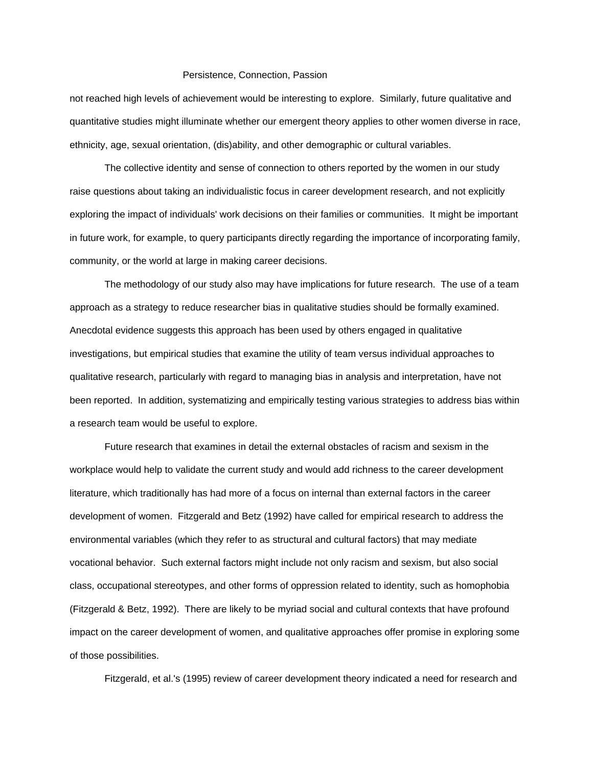not reached high levels of achievement would be interesting to explore. Similarly, future qualitative and quantitative studies might illuminate whether our emergent theory applies to other women diverse in race, ethnicity, age, sexual orientation, (dis)ability, and other demographic or cultural variables.

The collective identity and sense of connection to others reported by the women in our study raise questions about taking an individualistic focus in career development research, and not explicitly exploring the impact of individuals' work decisions on their families or communities. It might be important in future work, for example, to query participants directly regarding the importance of incorporating family, community, or the world at large in making career decisions.

The methodology of our study also may have implications for future research. The use of a team approach as a strategy to reduce researcher bias in qualitative studies should be formally examined. Anecdotal evidence suggests this approach has been used by others engaged in qualitative investigations, but empirical studies that examine the utility of team versus individual approaches to qualitative research, particularly with regard to managing bias in analysis and interpretation, have not been reported. In addition, systematizing and empirically testing various strategies to address bias within a research team would be useful to explore.

Future research that examines in detail the external obstacles of racism and sexism in the workplace would help to validate the current study and would add richness to the career development literature, which traditionally has had more of a focus on internal than external factors in the career development of women. Fitzgerald and Betz (1992) have called for empirical research to address the environmental variables (which they refer to as structural and cultural factors) that may mediate vocational behavior. Such external factors might include not only racism and sexism, but also social class, occupational stereotypes, and other forms of oppression related to identity, such as homophobia (Fitzgerald & Betz, 1992). There are likely to be myriad social and cultural contexts that have profound impact on the career development of women, and qualitative approaches offer promise in exploring some of those possibilities.

Fitzgerald, et al.'s (1995) review of career development theory indicated a need for research and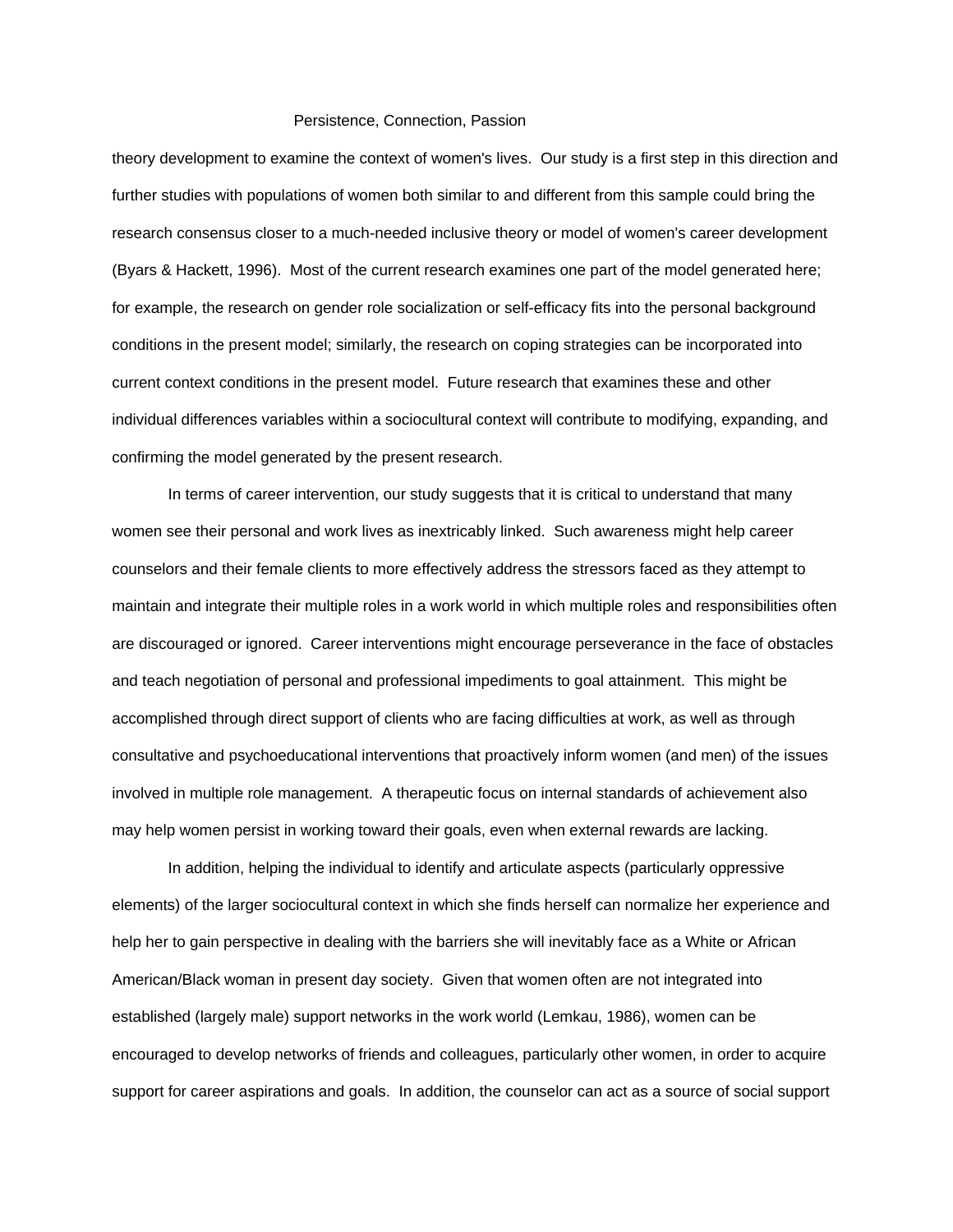theory development to examine the context of women's lives. Our study is a first step in this direction and further studies with populations of women both similar to and different from this sample could bring the research consensus closer to a much-needed inclusive theory or model of women's career development (Byars & Hackett, 1996). Most of the current research examines one part of the model generated here; for example, the research on gender role socialization or self-efficacy fits into the personal background conditions in the present model; similarly, the research on coping strategies can be incorporated into current context conditions in the present model. Future research that examines these and other individual differences variables within a sociocultural context will contribute to modifying, expanding, and confirming the model generated by the present research.

In terms of career intervention, our study suggests that it is critical to understand that many women see their personal and work lives as inextricably linked. Such awareness might help career counselors and their female clients to more effectively address the stressors faced as they attempt to maintain and integrate their multiple roles in a work world in which multiple roles and responsibilities often are discouraged or ignored. Career interventions might encourage perseverance in the face of obstacles and teach negotiation of personal and professional impediments to goal attainment. This might be accomplished through direct support of clients who are facing difficulties at work, as well as through consultative and psychoeducational interventions that proactively inform women (and men) of the issues involved in multiple role management. A therapeutic focus on internal standards of achievement also may help women persist in working toward their goals, even when external rewards are lacking.

In addition, helping the individual to identify and articulate aspects (particularly oppressive elements) of the larger sociocultural context in which she finds herself can normalize her experience and help her to gain perspective in dealing with the barriers she will inevitably face as a White or African American/Black woman in present day society. Given that women often are not integrated into established (largely male) support networks in the work world (Lemkau, 1986), women can be encouraged to develop networks of friends and colleagues, particularly other women, in order to acquire support for career aspirations and goals. In addition, the counselor can act as a source of social support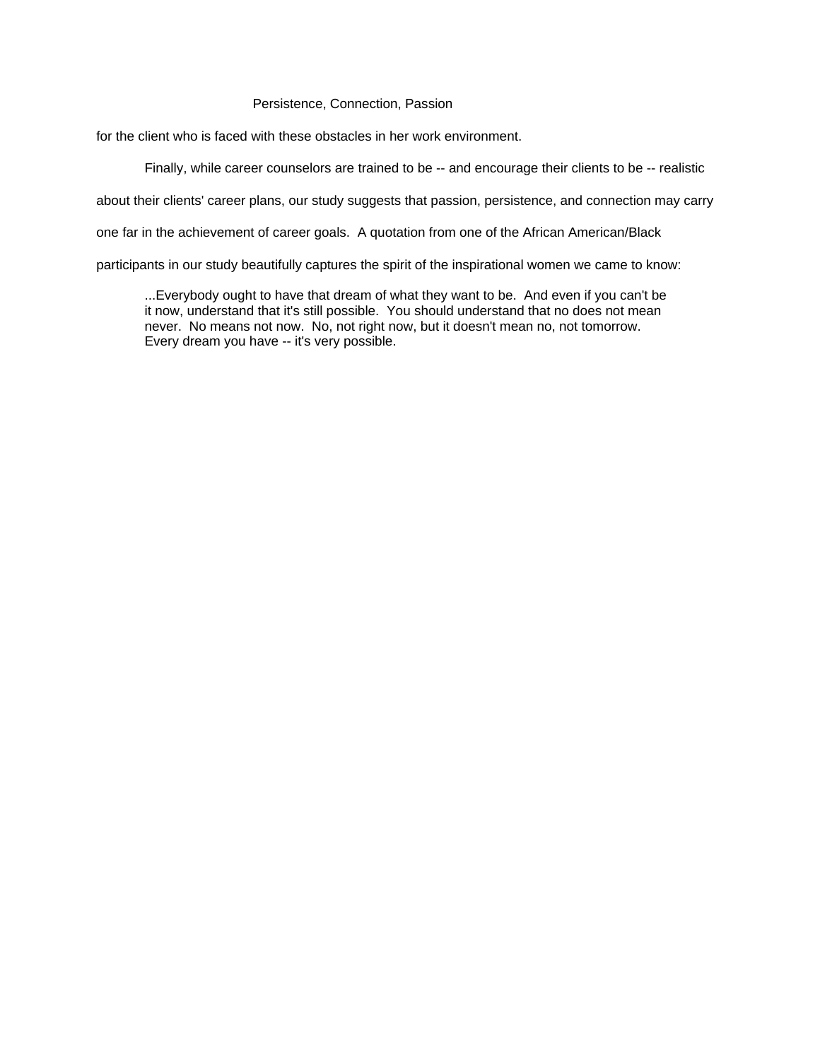for the client who is faced with these obstacles in her work environment.

Finally, while career counselors are trained to be -- and encourage their clients to be -- realistic about their clients' career plans, our study suggests that passion, persistence, and connection may carry one far in the achievement of career goals. A quotation from one of the African American/Black participants in our study beautifully captures the spirit of the inspirational women we came to know:

> ...Everybody ought to have that dream of what they want to be. And even if you can't be it now, understand that it's still possible. You should understand that no does not mean never. No means not now. No, not right now, but it doesn't mean no, not tomorrow. Every dream you have -- it's very possible.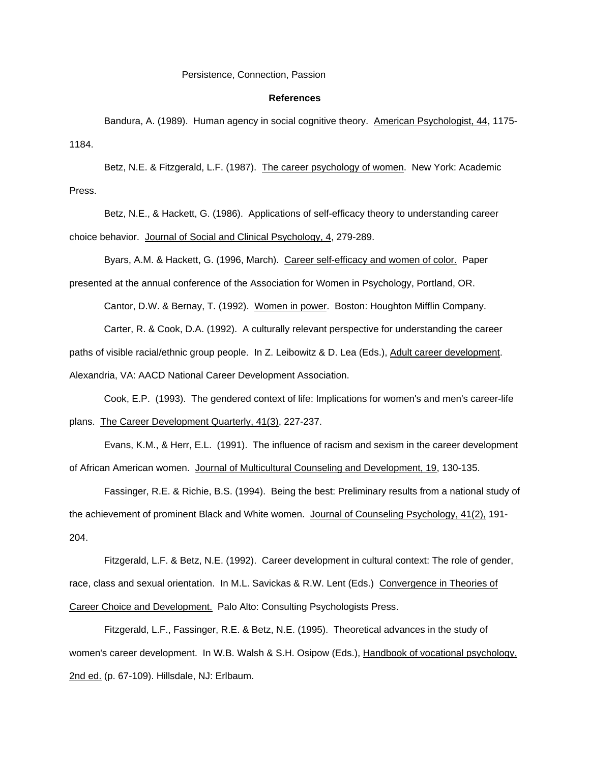## References

Bandura, A. (1989). Human agency in social cognitive theory. American Psychologist, 44, 1175-1184.

Betz, N.E. & Fitzgerald, L.F. (1987). The career psychology of women. New York: Academic Press.

Betz, N.E., & Hackett, G. (1986). Applications of self-efficacy theory to understanding career choice behavior. Journal of Social and Clinical Psychology, 4, 279-289.

Byars, A.M. & Hackett, G. (1996, March). Career self-efficacy and women of color. Paper presented at the annual conference of the Association for Women in Psychology, Portland, OR.

Cantor, D.W. & Bernay, T. (1992). Women in power. Boston: Houghton Mifflin Company.

Carter, R. & Cook, D.A. (1992). A culturally relevant perspective for understanding the career paths of visible racial/ethnic group people. In Z. Leibowitz & D. Lea (Eds.), Adult career development. Alexandria, VA: AACD National Career Development Association.

Cook, E.P. (1993). The gendered context of life: Implications for women's and men's career-life plans. The Career Development Quarterly, 41(3), 227-237.

Evans, K.M., & Herr, E.L. (1991). The influence of racism and sexism in the career development of African American women. Journal of Multicultural Counseling and Development, 19, 130-135.

Fassinger, R.E. & Richie, B.S. (1994). Being the best: Preliminary results from a national study of the achievement of prominent Black and White women. Journal of Counseling Psychology, 41(2), 191-204.

Fitzgerald, L.F. & Betz, N.E. (1992). Career development in cultural context: The role of gender, race, class and sexual orientation. In M.L. Savickas & R.W. Lent (Eds.) Convergence in Theories of Career Choice and Development. Palo Alto: Consulting Psychologists Press.

Fitzgerald, L.F., Fassinger, R.E. & Betz, N.E. (1995). Theoretical advances in the study of women's career development. In W.B. Walsh & S.H. Osipow (Eds.), Handbook of vocational psychology, 2nd ed. (p. 67-109). Hillsdale, NJ: Erlbaum.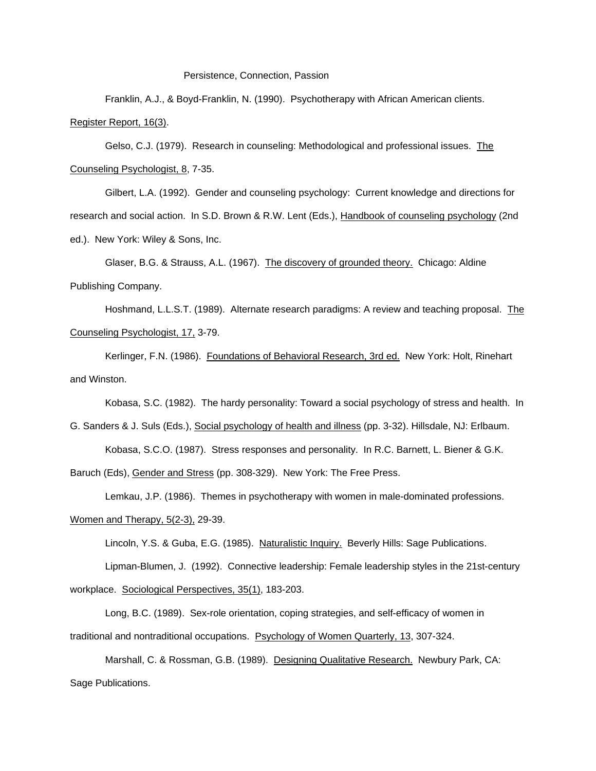Franklin, A.J., & Boyd-Franklin, N. (1990). Psychotherapy with African American clients. Register Report, 16(3).

Gelso, C.J. (1979). Research in counseling: Methodological and professional issues. The Counseling Psychologist, 8, 7-35.

Gilbert, L.A. (1992). Gender and counseling psychology: Current knowledge and directions for research and social action. In S.D. Brown & R.W. Lent (Eds.), Handbook of counseling psychology (2nd ed.). New York: Wiley & Sons, Inc.

Glaser, B.G. & Strauss, A.L. (1967). The discovery of grounded theory. Chicago: Aldine Publishing Company.

Hoshmand, L.L.S.T. (1989). Alternate research paradigms: A review and teaching proposal. The Counseling Psychologist, 17, 3-79.

Kerlinger, F.N. (1986). Foundations of Behavioral Research, 3rd ed. New York: Holt, Rinehart and Winston.

Kobasa, S.C. (1982). The hardy personality: Toward a social psychology of stress and health. In G. Sanders & J. Suls (Eds.), Social psychology of health and illness (pp. 3-32). Hillsdale, NJ: Erlbaum.

Kobasa, S.C.O. (1987). Stress responses and personality. In R.C. Barnett, L. Biener & G.K. Baruch (Eds), Gender and Stress (pp. 308-329). New York: The Free Press.

Lemkau, J.P. (1986). Themes in psychotherapy with women in male-dominated professions. Women and Therapy, 5(2-3), 29-39.

Lincoln, Y.S. & Guba, E.G. (1985). Naturalistic Inquiry. Beverly Hills: Sage Publications.

Lipman-Blumen, J. (1992). Connective leadership: Female leadership styles in the 21st-century workplace. Sociological Perspectives, 35(1), 183-203.

Long, B.C. (1989). Sex-role orientation, coping strategies, and self-efficacy of women in traditional and nontraditional occupations. Psychology of Women Quarterly, 13, 307-324.

Marshall, C. & Rossman, G.B. (1989). Designing Qualitative Research. Newbury Park, CA: Sage Publications.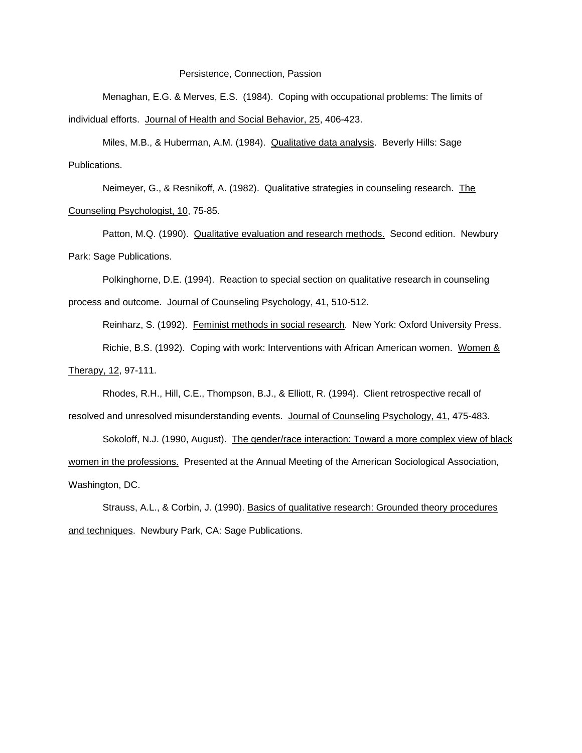Menaghan, E.G. & Merves, E.S. (1984). Coping with occupational problems: The limits of individual efforts. Journal of Health and Social Behavior, 25, 406-423.

Miles, M.B., & Huberman, A.M. (1984). Qualitative data analysis. Beverly Hills: Sage Publications.

Neimeyer, G., & Resnikoff, A. (1982). Qualitative strategies in counseling research. The Counseling Psychologist, 10, 75-85.

Patton, M.Q. (1990). Qualitative evaluation and research methods. Second edition. Newbury Park: Sage Publications.

Polkinghorne, D.E. (1994). Reaction to special section on qualitative research in counseling process and outcome. Journal of Counseling Psychology, 41, 510-512.

Reinharz, S. (1992). Feminist methods in social research. New York: Oxford University Press.

Richie, B.S. (1992). Coping with work: Interventions with African American women. Women & Therapy, 12, 97-111.

Rhodes, R.H., Hill, C.E., Thompson, B.J., & Elliott, R. (1994). Client retrospective recall of resolved and unresolved misunderstanding events. Journal of Counseling Psychology, 41, 475-483.

Sokoloff, N.J. (1990, August). The gender/race interaction: Toward a more complex view of black women in the professions. Presented at the Annual Meeting of the American Sociological Association, Washington, DC.

Strauss, A.L., & Corbin, J. (1990). Basics of qualitative research: Grounded theory procedures and techniques. Newbury Park, CA: Sage Publications.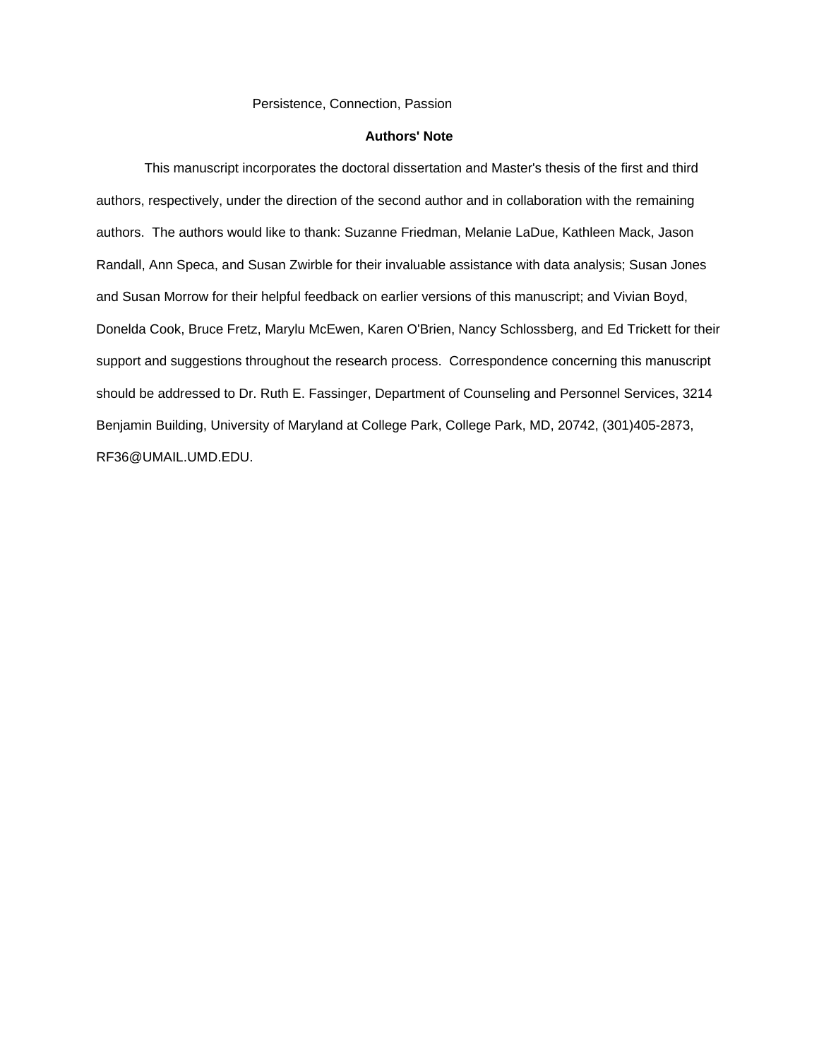## Authors' Note

This manuscript incorporates the doctoral dissertation and Master's thesis of the first and third authors, respectively, under the direction of the second author and in collaboration with the remaining authors. The authors would like to thank: Suzanne Friedman, Melanie LaDue, Kathleen Mack, Jason Randall, Ann Speca, and Susan Zwirble for their invaluable assistance with data analysis; Susan Jones and Susan Morrow for their helpful feedback on earlier versions of this manuscript; and Vivian Boyd, Donelda Cook, Bruce Fretz, Marylu McEwen, Karen O'Brien, Nancy Schlossberg, and Ed Trickett for their support and suggestions throughout the research process. Correspondence concerning this manuscript should be addressed to Dr. Ruth E. Fassinger, Department of Counseling and Personnel Services, 3214 Benjamin Building, University of Maryland at College Park, College Park, MD, 20742, (301)405-2873, RF36@UMAIL.UMD.EDU.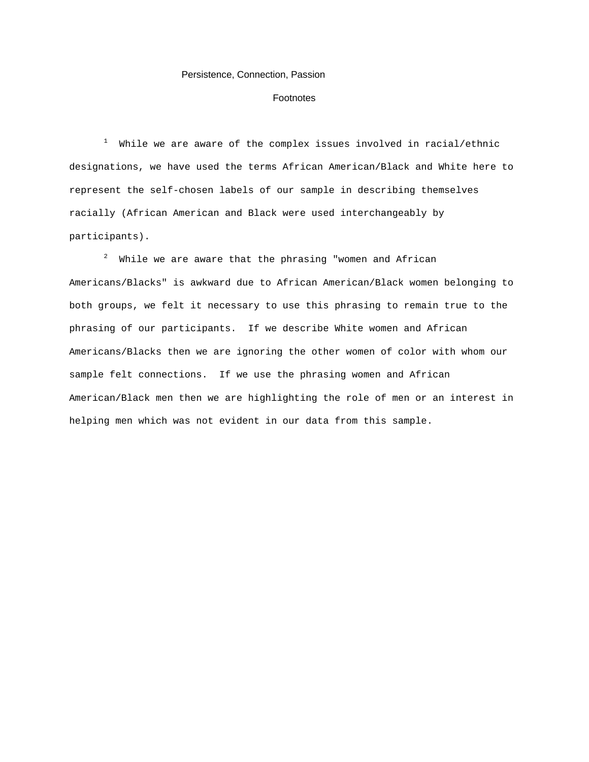# Footnotes

[1] While we are aware of the complex issues involved in racial/ethnic designations, we have used the terms African American/Black and White here to represent the self-chosen labels of our sample in describing themselves racially (African American and Black were used interchangeably by participants).

[2] While we are aware that the phrasing "women and African Americans/Blacks" is awkward due to African American/Black women belonging to both groups, we felt it necessary to use this phrasing to remain true to the phrasing of our participants. If we describe White women and African Americans/Blacks then we are ignoring the other women of color with whom our sample felt connections. If we use the phrasing women and African American/Black men then we are highlighting the role of men or an interest in helping men which was not evident in our data from this sample.